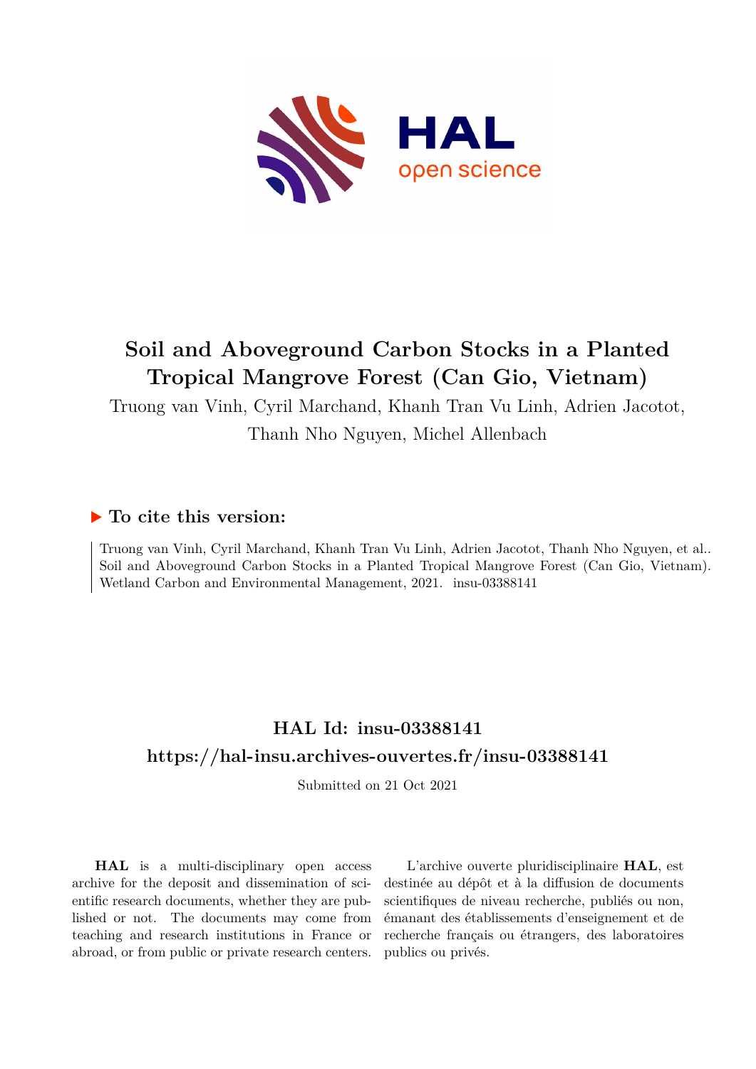# Soil and Aboveground Carbon Stocks in a Planted Tropical Mangrove Forest (Can Gio, Vietnam)

Truong van Vinh, Cyril Marchand, Khanh Tran Vu Linh, Adrien Jacotot, Thanh Nho Nguyen, Michel Allenbach

## ▶ To cite this version:

Truong van Vinh, Cyril Marchand, Khanh Tran Vu Linh, Adrien Jacotot, Thanh Nho Nguyen, et al.. Soil and Aboveground Carbon Stocks in a Planted Tropical Mangrove Forest (Can Gio, Vietnam). Wetland Carbon and Environmental Management, 2021. insu-03388141

## HAL Id: insu-03388141

## https://hal-insu.archives-ouvertes.fr/insu-03388141

Submitted on 21 Oct 2021

**HAL** is a multi-disciplinary open access archive for the deposit and dissemination of scientific research documents, whether they are published or not. The documents may come from teaching and research institutions in France or abroad, or from public or private research centers.

L'archive ouverte pluridisciplinaire **HAL**, est destinée au dépôt et à la diffusion de documents scientifiques de niveau recherche, publiés ou non, émanant des établissements d'enseignement et de recherche français ou étrangers, des laboratoires publics ou privés.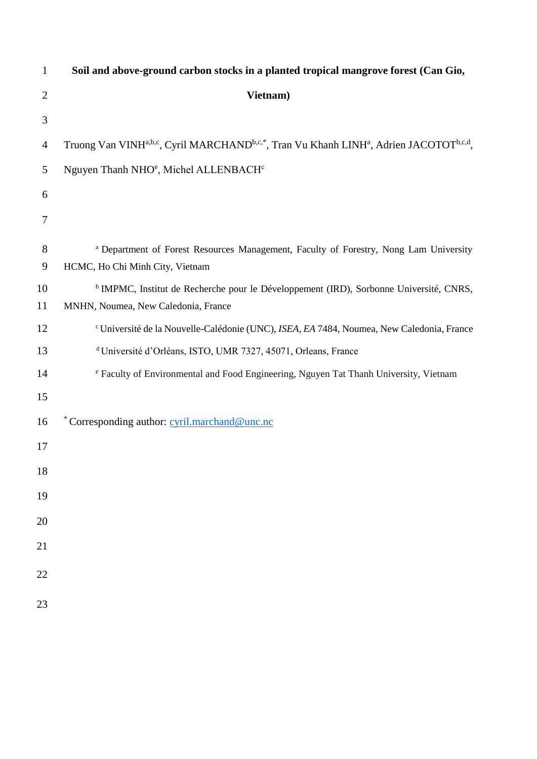# Soil and above-ground carbon stocks in a planted tropical mangrove forest (Can Gio, Vietnam)

Truong Van VINH[a,b,c], Cyril MARCHAND[b,c,*], Tran Vu Khanh LINH[a], Adrien JACOTOT[b,c,d], Nguyen Thanh NHO[e], Michel ALLENBACH[c]

[a] Department of Forest Resources Management, Faculty of Forestry, Nong Lam University HCMC, Ho Chi Minh City, Vietnam

[b] IMPMC, Institut de Recherche pour le Développement (IRD), Sorbonne Université, CNRS, MNHN, Noumea, New Caledonia, France

[c] Université de la Nouvelle-Calédonie (UNC), *ISEA, EA* 7484, Noumea, New Caledonia, France

[d] Université d'Orléans, ISTO, UMR 7327, 45071, Orleans, France

[e] Faculty of Environmental and Food Engineering, Nguyen Tat Thanh University, Vietnam

[*] Corresponding author: cyril.marchand@unc.nc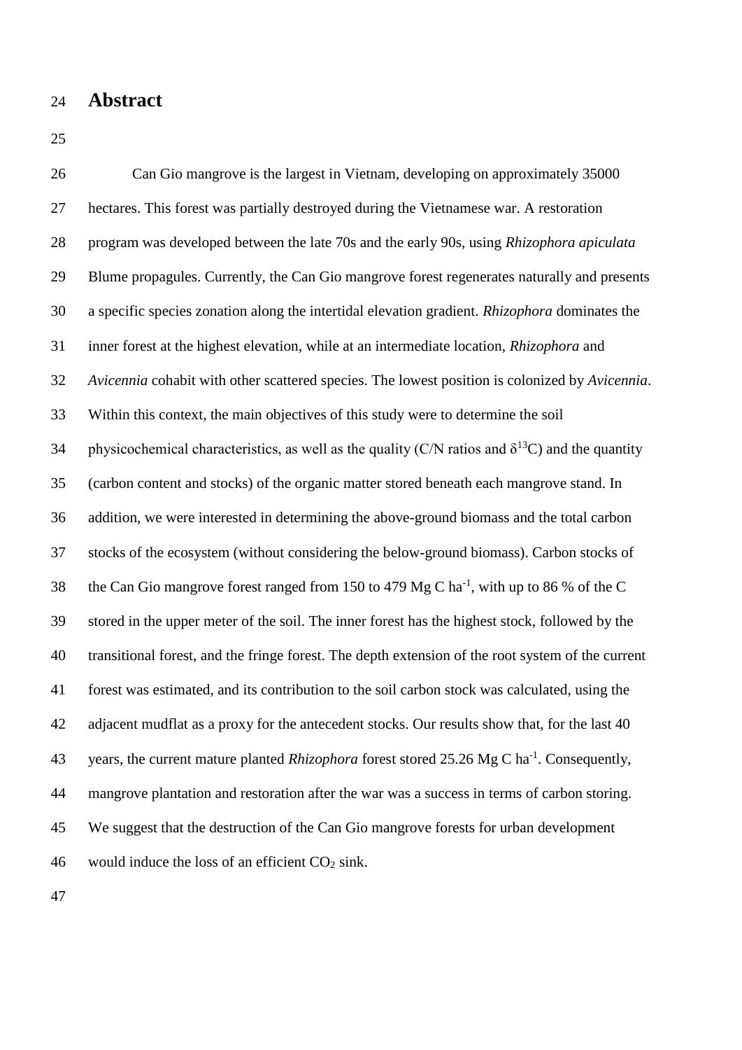# Abstract

Can Gio mangrove is the largest in Vietnam, developing on approximately 35000 hectares. This forest was partially destroyed during the Vietnamese war. A restoration program was developed between the late 70s and the early 90s, using *Rhizophora apiculata* Blume propagules. Currently, the Can Gio mangrove forest regenerates naturally and presents a specific species zonation along the intertidal elevation gradient. *Rhizophora* dominates the inner forest at the highest elevation, while at an intermediate location, *Rhizophora* and *Avicennia* cohabit with other scattered species. The lowest position is colonized by *Avicennia*. Within this context, the main objectives of this study were to determine the soil physicochemical characteristics, as well as the quality (C/N ratios and $\delta^{13}C$) and the quantity (carbon content and stocks) of the organic matter stored beneath each mangrove stand. In addition, we were interested in determining the above-ground biomass and the total carbon stocks of the ecosystem (without considering the below-ground biomass). Carbon stocks of the Can Gio mangrove forest ranged from 150 to 479 Mg C $ha^{-1}$, with up to 86 % of the C stored in the upper meter of the soil. The inner forest has the highest stock, followed by the transitional forest, and the fringe forest. The depth extension of the root system of the current forest was estimated, and its contribution to the soil carbon stock was calculated, using the adjacent mudflat as a proxy for the antecedent stocks. Our results show that, for the last 40 years, the current mature planted *Rhizophora* forest stored 25.26 Mg C $ha^{-1}$. Consequently, mangrove plantation and restoration after the war was a success in terms of carbon storing. We suggest that the destruction of the Can Gio mangrove forests for urban development would induce the loss of an efficient $CO_2$ sink.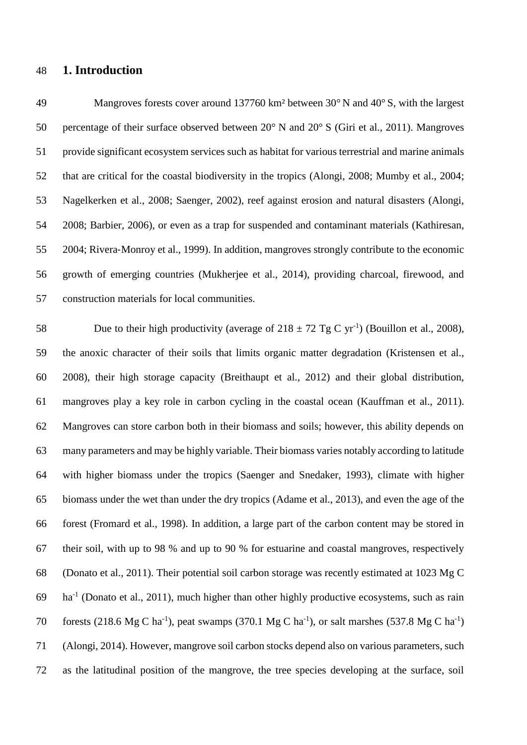## 1. Introduction

Mangroves forests cover around 137760 km² between 30° N and 40° S, with the largest percentage of their surface observed between 20° N and 20° S (Giri et al., 2011). Mangroves provide significant ecosystem services such as habitat for various terrestrial and marine animals that are critical for the coastal biodiversity in the tropics (Alongi, 2008; Mumby et al., 2004; Nagelkerken et al., 2008; Saenger, 2002), reef against erosion and natural disasters (Alongi, 2008; Barbier, 2006), or even as a trap for suspended and contaminant materials (Kathiresan, 2004; Rivera-Monroy et al., 1999). In addition, mangroves strongly contribute to the economic growth of emerging countries (Mukherjee et al., 2014), providing charcoal, firewood, and construction materials for local communities.

Due to their high productivity (average of 218 ± 72 Tg C $yr^{-1}$) (Bouillon et al., 2008), the anoxic character of their soils that limits organic matter degradation (Kristensen et al., 2008), their high storage capacity (Breithaupt et al., 2012) and their global distribution, mangroves play a key role in carbon cycling in the coastal ocean (Kauffman et al., 2011). Mangroves can store carbon both in their biomass and soils; however, this ability depends on many parameters and may be highly variable. Their biomass varies notably according to latitude with higher biomass under the tropics (Saenger and Snedaker, 1993), climate with higher biomass under the wet than under the dry tropics (Adame et al., 2013), and even the age of the forest (Fromard et al., 1998). In addition, a large part of the carbon content may be stored in their soil, with up to 98 % and up to 90 % for estuarine and coastal mangroves, respectively (Donato et al., 2011). Their potential soil carbon storage was recently estimated at 1023 Mg C $ha^{-1}$ (Donato et al., 2011), much higher than other highly productive ecosystems, such as rain forests (218.6 Mg C $ha^{-1}$), peat swamps (370.1 Mg C $ha^{-1}$), or salt marshes (537.8 Mg C $ha^{-1}$) (Alongi, 2014). However, mangrove soil carbon stocks depend also on various parameters, such as the latitudinal position of the mangrove, the tree species developing at the surface, soil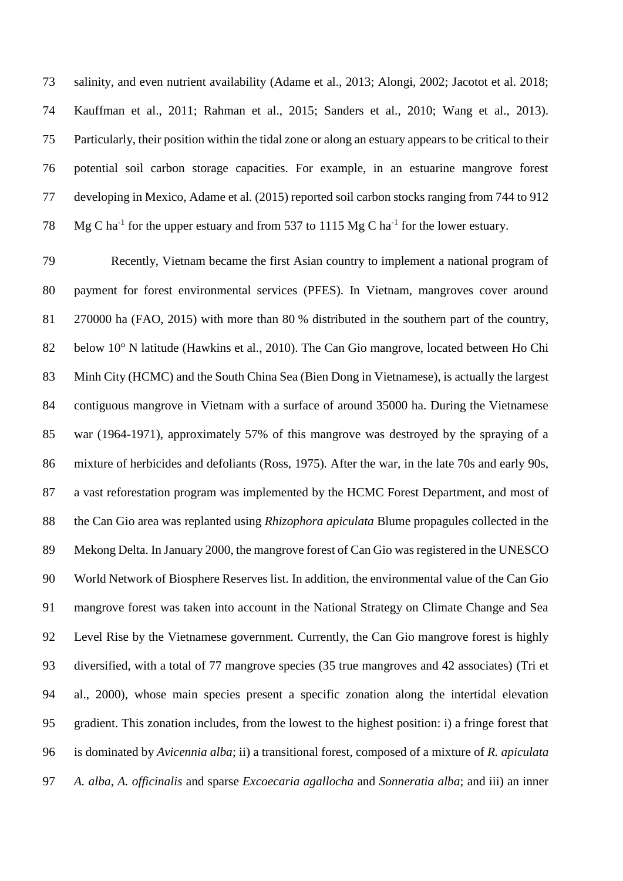salinity, and even nutrient availability (Adame et al., 2013; Alongi, 2002; Jacotot et al. 2018; Kauffman et al., 2011; Rahman et al., 2015; Sanders et al., 2010; Wang et al., 2013). Particularly, their position within the tidal zone or along an estuary appears to be critical to their potential soil carbon storage capacities. For example, in an estuarine mangrove forest developing in Mexico, Adame et al. (2015) reported soil carbon stocks ranging from 744 to 912 Mg C $ha^{-1}$ for the upper estuary and from 537 to 1115 Mg C $ha^{-1}$ for the lower estuary.

Recently, Vietnam became the first Asian country to implement a national program of payment for forest environmental services (PFES). In Vietnam, mangroves cover around 270000 ha (FAO, 2015) with more than 80 % distributed in the southern part of the country, below 10° N latitude (Hawkins et al., 2010). The Can Gio mangrove, located between Ho Chi Minh City (HCMC) and the South China Sea (Bien Dong in Vietnamese), is actually the largest contiguous mangrove in Vietnam with a surface of around 35000 ha. During the Vietnamese war (1964-1971), approximately 57% of this mangrove was destroyed by the spraying of a mixture of herbicides and defoliants (Ross, 1975). After the war, in the late 70s and early 90s, a vast reforestation program was implemented by the HCMC Forest Department, and most of the Can Gio area was replanted using *Rhizophora apiculata* Blume propagules collected in the Mekong Delta. In January 2000, the mangrove forest of Can Gio was registered in the UNESCO World Network of Biosphere Reserves list. In addition, the environmental value of the Can Gio mangrove forest was taken into account in the National Strategy on Climate Change and Sea Level Rise by the Vietnamese government. Currently, the Can Gio mangrove forest is highly diversified, with a total of 77 mangrove species (35 true mangroves and 42 associates) (Tri et al., 2000), whose main species present a specific zonation along the intertidal elevation gradient. This zonation includes, from the lowest to the highest position: i) a fringe forest that is dominated by *Avicennia alba*; ii) a transitional forest, composed of a mixture of *R. apiculata* *A. alba*, *A. officinalis* and sparse *Excoecaria agallocha* and *Sonneratia alba*; and iii) an inner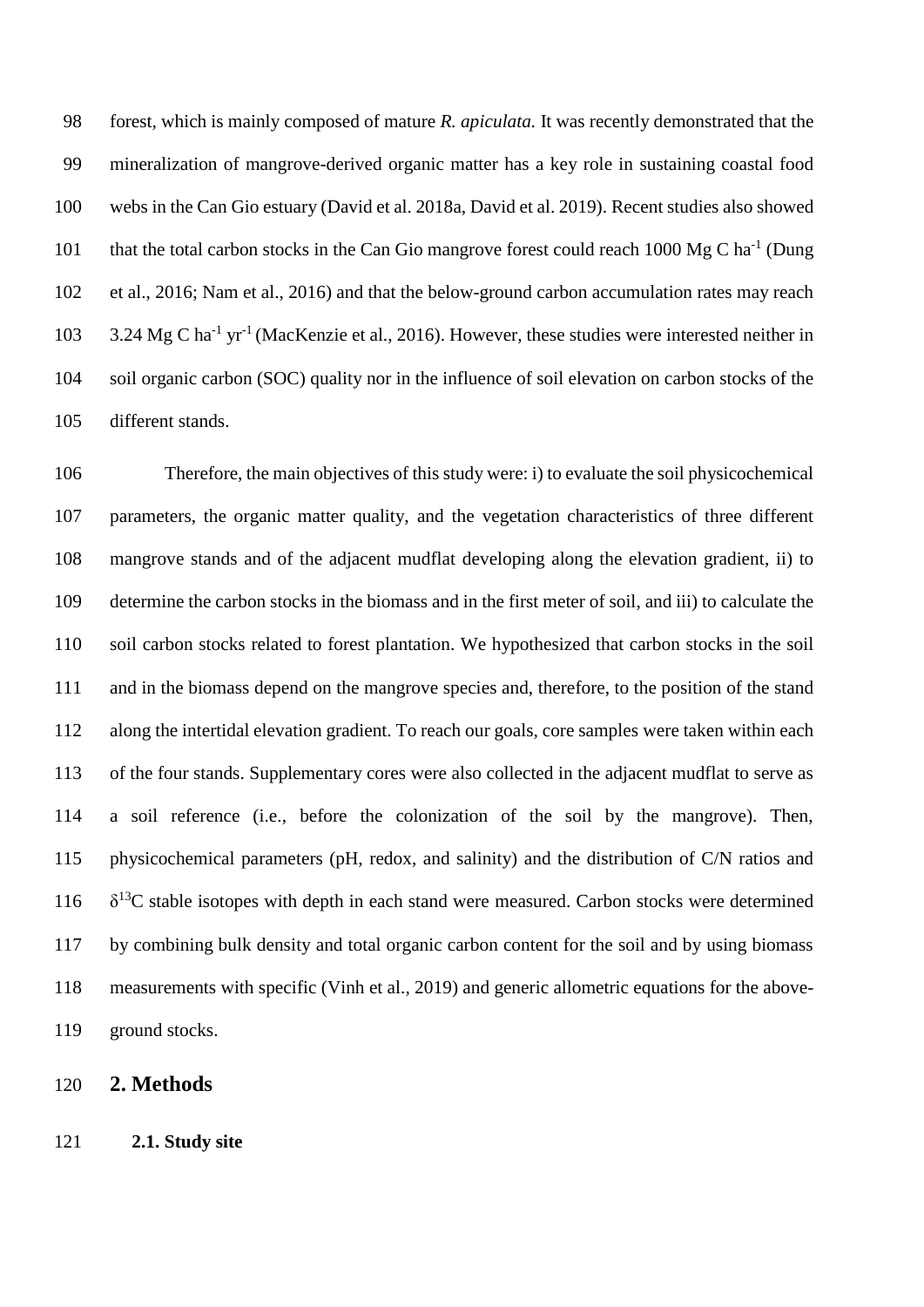forest, which is mainly composed of mature *R. apiculata.* It was recently demonstrated that the mineralization of mangrove-derived organic matter has a key role in sustaining coastal food webs in the Can Gio estuary (David et al. 2018a, David et al. 2019). Recent studies also showed that the total carbon stocks in the Can Gio mangrove forest could reach 1000 Mg C $ha^{-1}$ (Dung et al., 2016; Nam et al., 2016) and that the below-ground carbon accumulation rates may reach 3.24 Mg C $ha^{-1}$ $yr^{-1}$ (MacKenzie et al., 2016). However, these studies were interested neither in soil organic carbon (SOC) quality nor in the influence of soil elevation on carbon stocks of the different stands.

Therefore, the main objectives of this study were: i) to evaluate the soil physicochemical parameters, the organic matter quality, and the vegetation characteristics of three different mangrove stands and of the adjacent mudflat developing along the elevation gradient, ii) to determine the carbon stocks in the biomass and in the first meter of soil, and iii) to calculate the soil carbon stocks related to forest plantation. We hypothesized that carbon stocks in the soil and in the biomass depend on the mangrove species and, therefore, to the position of the stand along the intertidal elevation gradient. To reach our goals, core samples were taken within each of the four stands. Supplementary cores were also collected in the adjacent mudflat to serve as a soil reference (i.e., before the colonization of the soil by the mangrove). Then, physicochemical parameters (pH, redox, and salinity) and the distribution of C/N ratios and $\delta^{13}C$ stable isotopes with depth in each stand were measured. Carbon stocks were determined by combining bulk density and total organic carbon content for the soil and by using biomass measurements with specific (Vinh et al., 2019) and generic allometric equations for the above-ground stocks.

## 2. Methods

### 2.1. Study site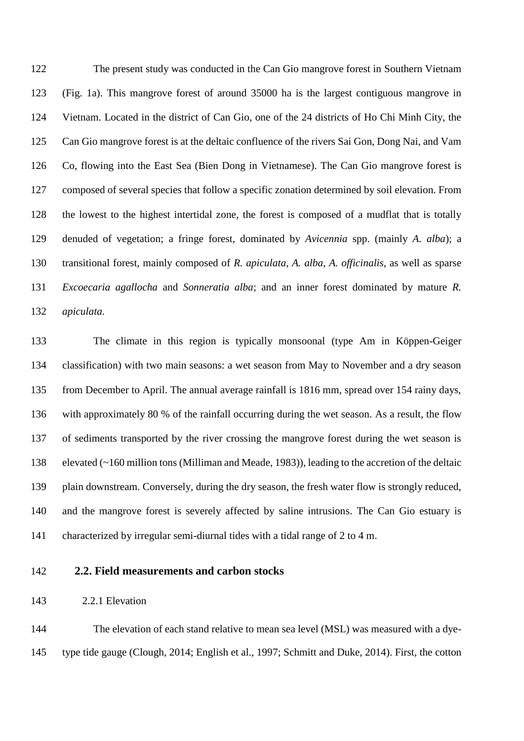The present study was conducted in the Can Gio mangrove forest in Southern Vietnam (Fig. 1a). This mangrove forest of around 35000 ha is the largest contiguous mangrove in Vietnam. Located in the district of Can Gio, one of the 24 districts of Ho Chi Minh City, the Can Gio mangrove forest is at the deltaic confluence of the rivers Sai Gon, Dong Nai, and Vam Co, flowing into the East Sea (Bien Dong in Vietnamese). The Can Gio mangrove forest is composed of several species that follow a specific zonation determined by soil elevation. From the lowest to the highest intertidal zone, the forest is composed of a mudflat that is totally denuded of vegetation; a fringe forest, dominated by *Avicennia* spp. (mainly *A. alba*); a transitional forest, mainly composed of *R. apiculata*, *A. alba*, *A. officinalis*, as well as sparse *Excoecaria agallocha* and *Sonneratia alba*; and an inner forest dominated by mature *R. apiculata*.

The climate in this region is typically monsoonal (type Am in Köppen-Geiger classification) with two main seasons: a wet season from May to November and a dry season from December to April. The annual average rainfall is 1816 mm, spread over 154 rainy days, with approximately 80 % of the rainfall occurring during the wet season. As a result, the flow of sediments transported by the river crossing the mangrove forest during the wet season is elevated (~160 million tons (Milliman and Meade, 1983)), leading to the accretion of the deltaic plain downstream. Conversely, during the dry season, the fresh water flow is strongly reduced, and the mangrove forest is severely affected by saline intrusions. The Can Gio estuary is characterized by irregular semi-diurnal tides with a tidal range of 2 to 4 m.

## 2.2. Field measurements and carbon stocks

### 2.2.1 Elevation

The elevation of each stand relative to mean sea level (MSL) was measured with a dye-type tide gauge (Clough, 2014; English et al., 1997; Schmitt and Duke, 2014). First, the cotton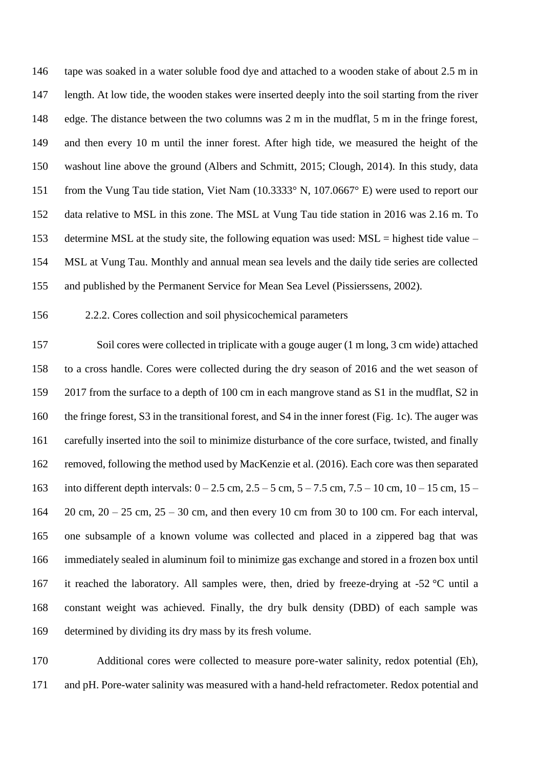tape was soaked in a water soluble food dye and attached to a wooden stake of about 2.5 m in length. At low tide, the wooden stakes were inserted deeply into the soil starting from the river edge. The distance between the two columns was 2 m in the mudflat, 5 m in the fringe forest, and then every 10 m until the inner forest. After high tide, we measured the height of the washout line above the ground (Albers and Schmitt, 2015; Clough, 2014). In this study, data from the Vung Tau tide station, Viet Nam (10.3333° N, 107.0667° E) were used to report our data relative to MSL in this zone. The MSL at Vung Tau tide station in 2016 was 2.16 m. To determine MSL at the study site, the following equation was used: MSL = highest tide value – MSL at Vung Tau. Monthly and annual mean sea levels and the daily tide series are collected and published by the Permanent Service for Mean Sea Level (Pissierssens, 2002).

### 2.2.2. Cores collection and soil physicochemical parameters

Soil cores were collected in triplicate with a gouge auger (1 m long, 3 cm wide) attached to a cross handle. Cores were collected during the dry season of 2016 and the wet season of 2017 from the surface to a depth of 100 cm in each mangrove stand as S1 in the mudflat, S2 in the fringe forest, S3 in the transitional forest, and S4 in the inner forest (Fig. 1c). The auger was carefully inserted into the soil to minimize disturbance of the core surface, twisted, and finally removed, following the method used by MacKenzie et al. (2016). Each core was then separated into different depth intervals: 0 – 2.5 cm, 2.5 – 5 cm, 5 – 7.5 cm, 7.5 – 10 cm, 10 – 15 cm, 15 – 20 cm, 20 – 25 cm, 25 – 30 cm, and then every 10 cm from 30 to 100 cm. For each interval, one subsample of a known volume was collected and placed in a zippered bag that was immediately sealed in aluminum foil to minimize gas exchange and stored in a frozen box until it reached the laboratory. All samples were, then, dried by freeze-drying at -52 °C until a constant weight was achieved. Finally, the dry bulk density (DBD) of each sample was determined by dividing its dry mass by its fresh volume.

Additional cores were collected to measure pore-water salinity, redox potential (Eh), and pH. Pore-water salinity was measured with a hand-held refractometer. Redox potential and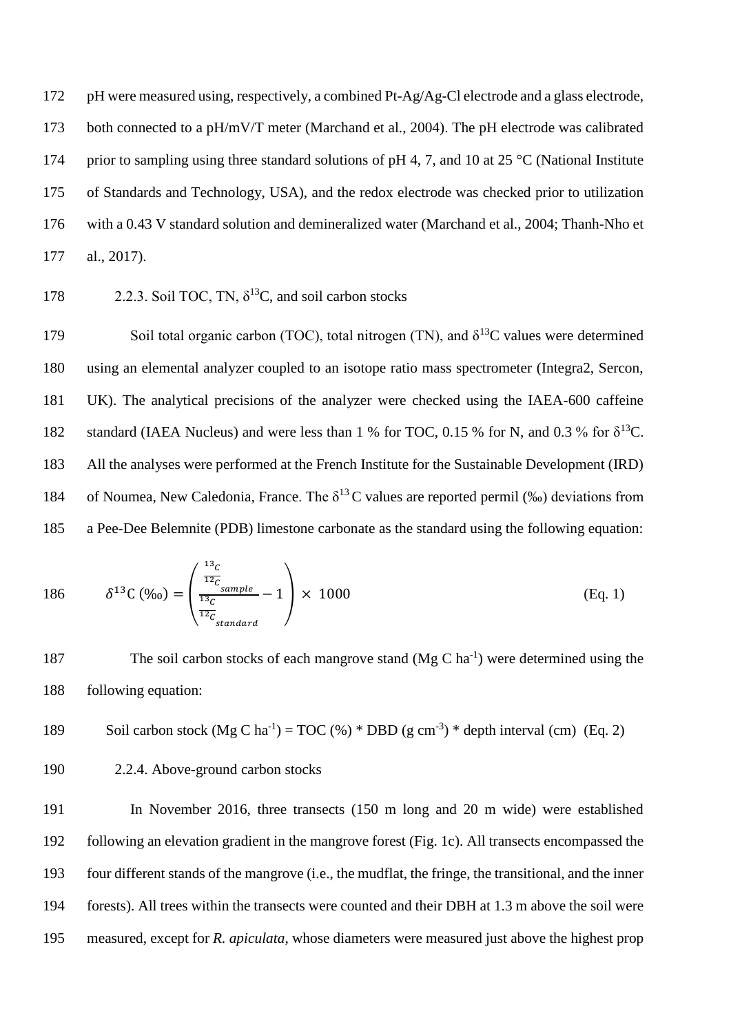pH were measured using, respectively, a combined Pt-Ag/Ag-Cl electrode and a glass electrode, both connected to a pH/mV/T meter (Marchand et al., 2004). The pH electrode was calibrated prior to sampling using three standard solutions of pH 4, 7, and 10 at 25 °C (National Institute of Standards and Technology, USA), and the redox electrode was checked prior to utilization with a 0.43 V standard solution and demineralized water (Marchand et al., 2004; Thanh-Nho et al., 2017).

### 2.2.3. Soil TOC, TN, $\delta^{13}$C, and soil carbon stocks

Soil total organic carbon (TOC), total nitrogen (TN), and $\delta^{13}$C values were determined using an elemental analyzer coupled to an isotope ratio mass spectrometer (Integra2, Sercon, UK). The analytical precisions of the analyzer were checked using the IAEA-600 caffeine standard (IAEA Nucleus) and were less than 1 % for TOC, 0.15 % for N, and 0.3 % for $\delta^{13}$C. All the analyses were performed at the French Institute for the Sustainable Development (IRD) of Noumea, New Caledonia, France. The $\delta^{13}$C values are reported permil (‰) deviations from a Pee-Dee Belemnite (PDB) limestone carbonate as the standard using the following equation:

$$\delta^{13}\text{C (‰)} = \left( \frac{\frac{^{13}C}{^{12}C}_{sample}}{\frac{^{13}C}{^{12}C}_{standard}} - 1 \right) \times 1000 \quad \text{(Eq. 1)}$$

The soil carbon stocks of each mangrove stand (Mg C ha$^{-1}$) were determined using the following equation:

Soil carbon stock (Mg C ha$^{-1}$) = TOC (%) * DBD (g cm$^{-3}$) * depth interval (cm) (Eq. 2)

### 2.2.4. Above-ground carbon stocks

In November 2016, three transects (150 m long and 20 m wide) were established following an elevation gradient in the mangrove forest (Fig. 1c). All transects encompassed the four different stands of the mangrove (i.e., the mudflat, the fringe, the transitional, and the inner forests). All trees within the transects were counted and their DBH at 1.3 m above the soil were measured, except for *R. apiculata*, whose diameters were measured just above the highest prop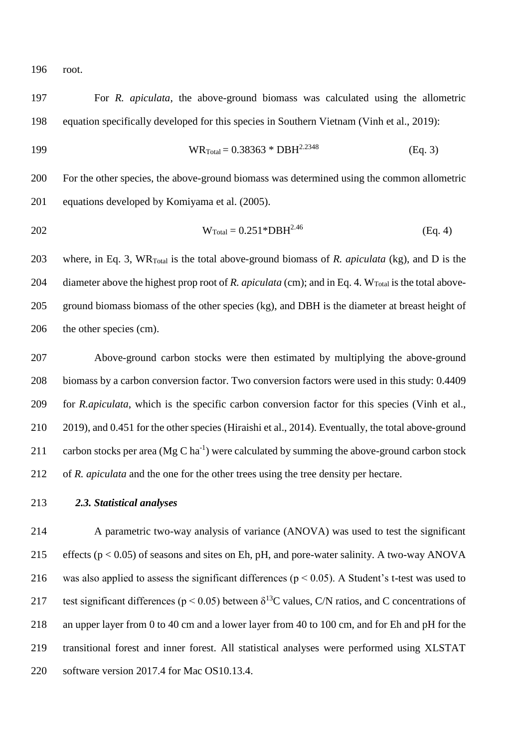root.

For *R. apiculata*, the above-ground biomass was calculated using the allometric equation specifically developed for this species in Southern Vietnam (Vinh et al., 2019):

$$WR_{Total} = 0.38363 * DBH^{2.2348} \quad \text{(Eq. 3)}$$

For the other species, the above-ground biomass was determined using the common allometric equations developed by Komiyama et al. (2005).

$$W_{Total} = 0.251*DBH^{2.46} \quad \text{(Eq. 4)}$$

where, in Eq. 3, $WR_{Total}$ is the total above-ground biomass of *R. apiculata* (kg), and D is the diameter above the highest prop root of *R. apiculata* (cm); and in Eq. 4. $W_{Total}$ is the total above-ground biomass biomass of the other species (kg), and DBH is the diameter at breast height of the other species (cm).

Above-ground carbon stocks were then estimated by multiplying the above-ground biomass by a carbon conversion factor. Two conversion factors were used in this study: 0.4409 for *R.apiculata*, which is the specific carbon conversion factor for this species (Vinh et al., 2019), and 0.451 for the other species (Hiraishi et al., 2014). Eventually, the total above-ground carbon stocks per area (Mg C $ha^{-1}$) were calculated by summing the above-ground carbon stock of *R. apiculata* and the one for the other trees using the tree density per hectare.

### *2.3. Statistical analyses*

A parametric two-way analysis of variance (ANOVA) was used to test the significant effects ($p < 0.05$) of seasons and sites on Eh, pH, and pore-water salinity. A two-way ANOVA was also applied to assess the significant differences ($p < 0.05$). A Student's t-test was used to test significant differences ($p < 0.05$) between $\delta^{13}C$ values, C/N ratios, and C concentrations of an upper layer from 0 to 40 cm and a lower layer from 40 to 100 cm, and for Eh and pH for the transitional forest and inner forest. All statistical analyses were performed using XLSTAT software version 2017.4 for Mac OS10.13.4.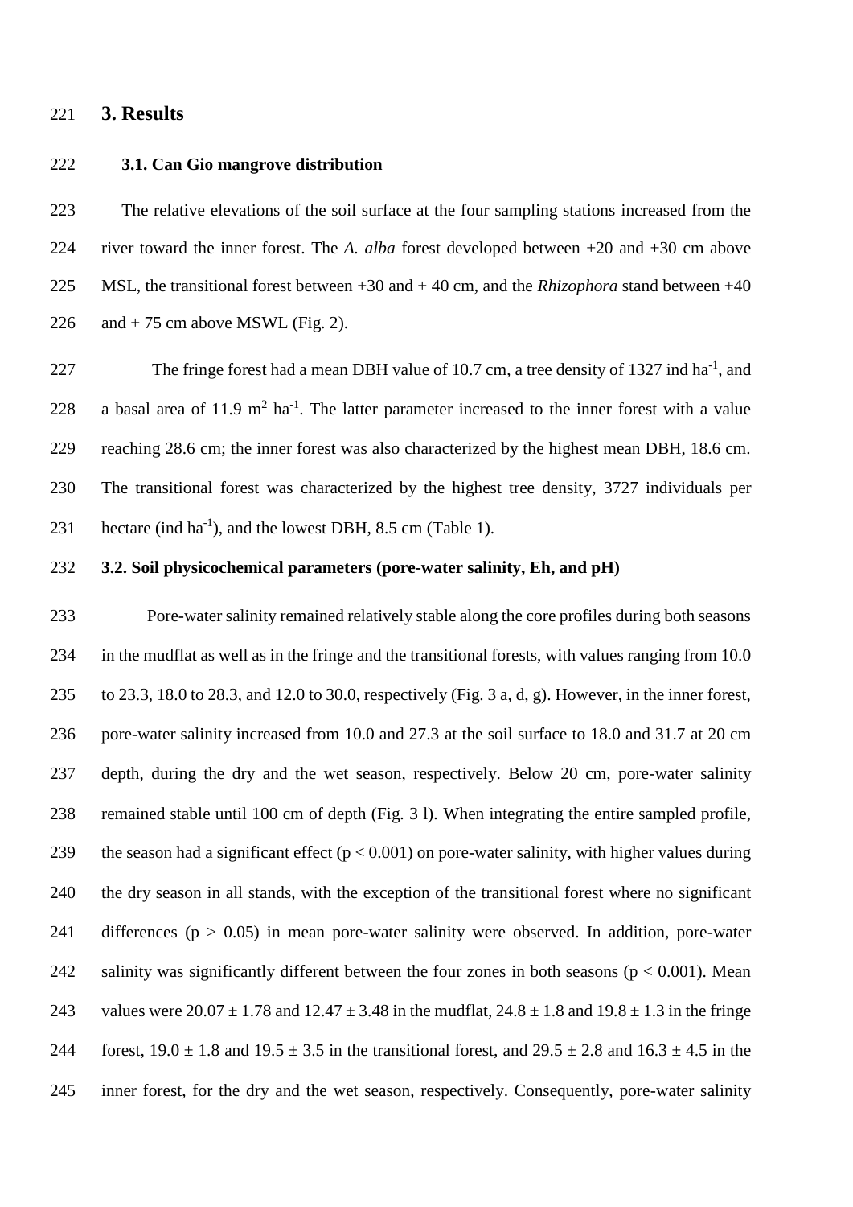# 3. Results

## 3.1. Can Gio mangrove distribution

The relative elevations of the soil surface at the four sampling stations increased from the river toward the inner forest. The *A. alba* forest developed between +20 and +30 cm above MSL, the transitional forest between +30 and + 40 cm, and the *Rhizophora* stand between +40 and + 75 cm above MSWL (Fig. 2).

The fringe forest had a mean DBH value of 10.7 cm, a tree density of 1327 ind $ha^{-1}$, and a basal area of 11.9 $m^2$ $ha^{-1}$. The latter parameter increased to the inner forest with a value reaching 28.6 cm; the inner forest was also characterized by the highest mean DBH, 18.6 cm. The transitional forest was characterized by the highest tree density, 3727 individuals per hectare (ind $ha^{-1}$), and the lowest DBH, 8.5 cm (Table 1).

## 3.2. Soil physicochemical parameters (pore-water salinity, Eh, and pH)

Pore-water salinity remained relatively stable along the core profiles during both seasons in the mudflat as well as in the fringe and the transitional forests, with values ranging from 10.0 to 23.3, 18.0 to 28.3, and 12.0 to 30.0, respectively (Fig. 3 a, d, g). However, in the inner forest, pore-water salinity increased from 10.0 and 27.3 at the soil surface to 18.0 and 31.7 at 20 cm depth, during the dry and the wet season, respectively. Below 20 cm, pore-water salinity remained stable until 100 cm of depth (Fig. 3 l). When integrating the entire sampled profile, the season had a significant effect ($p < 0.001$) on pore-water salinity, with higher values during the dry season in all stands, with the exception of the transitional forest where no significant differences ($p > 0.05$) in mean pore-water salinity were observed. In addition, pore-water salinity was significantly different between the four zones in both seasons ($p < 0.001$). Mean values were $20.07 \pm 1.78$ and $12.47 \pm 3.48$ in the mudflat, $24.8 \pm 1.8$ and $19.8 \pm 1.3$ in the fringe forest, $19.0 \pm 1.8$ and $19.5 \pm 3.5$ in the transitional forest, and $29.5 \pm 2.8$ and $16.3 \pm 4.5$ in the inner forest, for the dry and the wet season, respectively. Consequently, pore-water salinity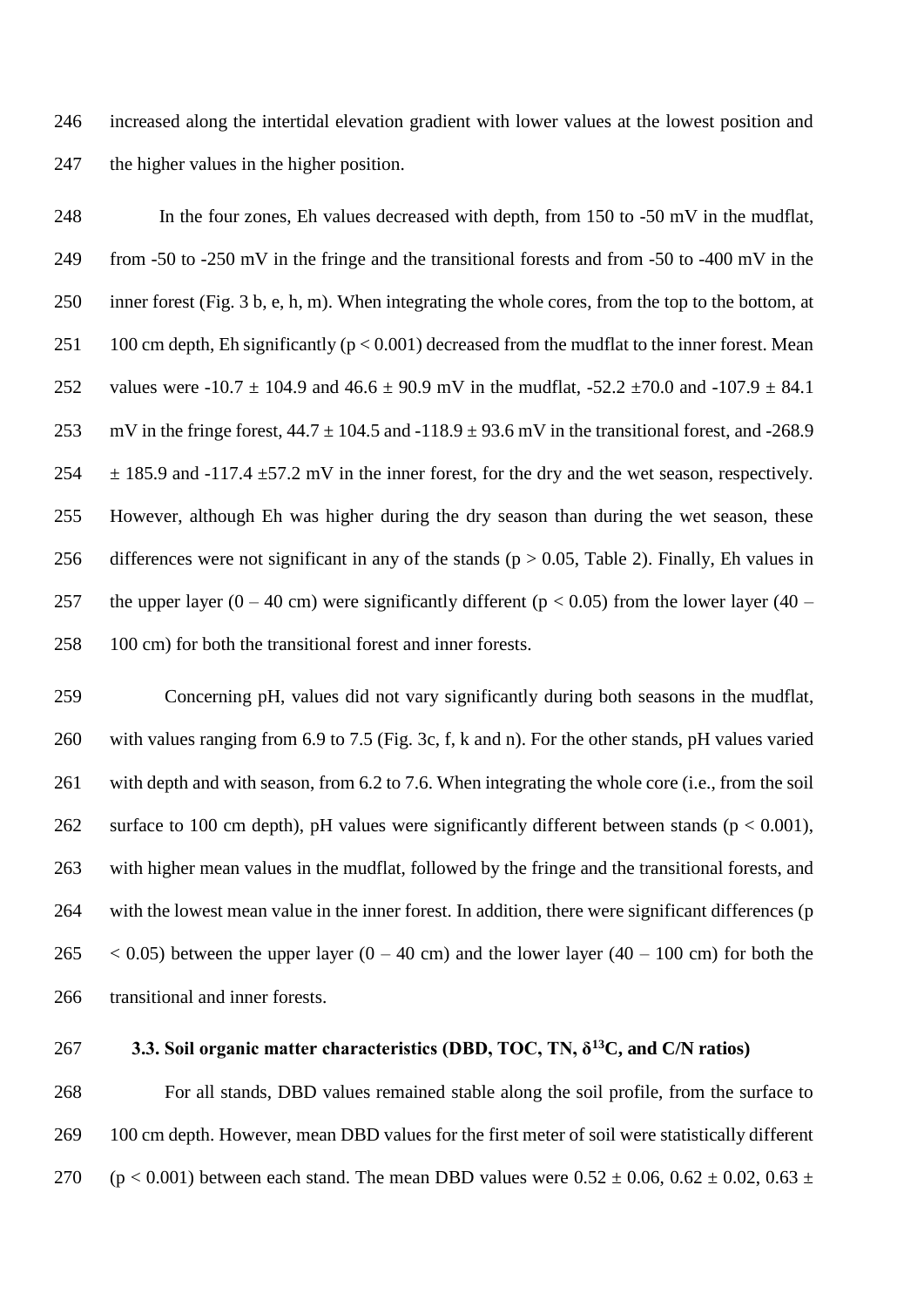increased along the intertidal elevation gradient with lower values at the lowest position and the higher values in the higher position.

In the four zones, Eh values decreased with depth, from 150 to -50 mV in the mudflat, from -50 to -250 mV in the fringe and the transitional forests and from -50 to -400 mV in the inner forest (Fig. 3 b, e, h, m). When integrating the whole cores, from the top to the bottom, at 100 cm depth, Eh significantly ($p < 0.001$) decreased from the mudflat to the inner forest. Mean values were -10.7 ± 104.9 and 46.6 ± 90.9 mV in the mudflat, -52.2 ±70.0 and -107.9 ± 84.1 mV in the fringe forest, 44.7 ± 104.5 and -118.9 ± 93.6 mV in the transitional forest, and -268.9 ± 185.9 and -117.4 ±57.2 mV in the inner forest, for the dry and the wet season, respectively. However, although Eh was higher during the dry season than during the wet season, these differences were not significant in any of the stands ($p > 0.05$, Table 2). Finally, Eh values in the upper layer (0 – 40 cm) were significantly different ($p < 0.05$) from the lower layer (40 – 100 cm) for both the transitional forest and inner forests.

Concerning pH, values did not vary significantly during both seasons in the mudflat, with values ranging from 6.9 to 7.5 (Fig. 3c, f, k and n). For the other stands, pH values varied with depth and with season, from 6.2 to 7.6. When integrating the whole core (i.e., from the soil surface to 100 cm depth), pH values were significantly different between stands ($p < 0.001$), with higher mean values in the mudflat, followed by the fringe and the transitional forests, and with the lowest mean value in the inner forest. In addition, there were significant differences ($p < 0.05$) between the upper layer (0 – 40 cm) and the lower layer (40 – 100 cm) for both the transitional and inner forests.

### 3.3. Soil organic matter characteristics (DBD, TOC, TN, $\delta^{13}C$, and C/N ratios)

For all stands, DBD values remained stable along the soil profile, from the surface to 100 cm depth. However, mean DBD values for the first meter of soil were statistically different ($p < 0.001$) between each stand. The mean DBD values were 0.52 ± 0.06, 0.62 ± 0.02, 0.63 ±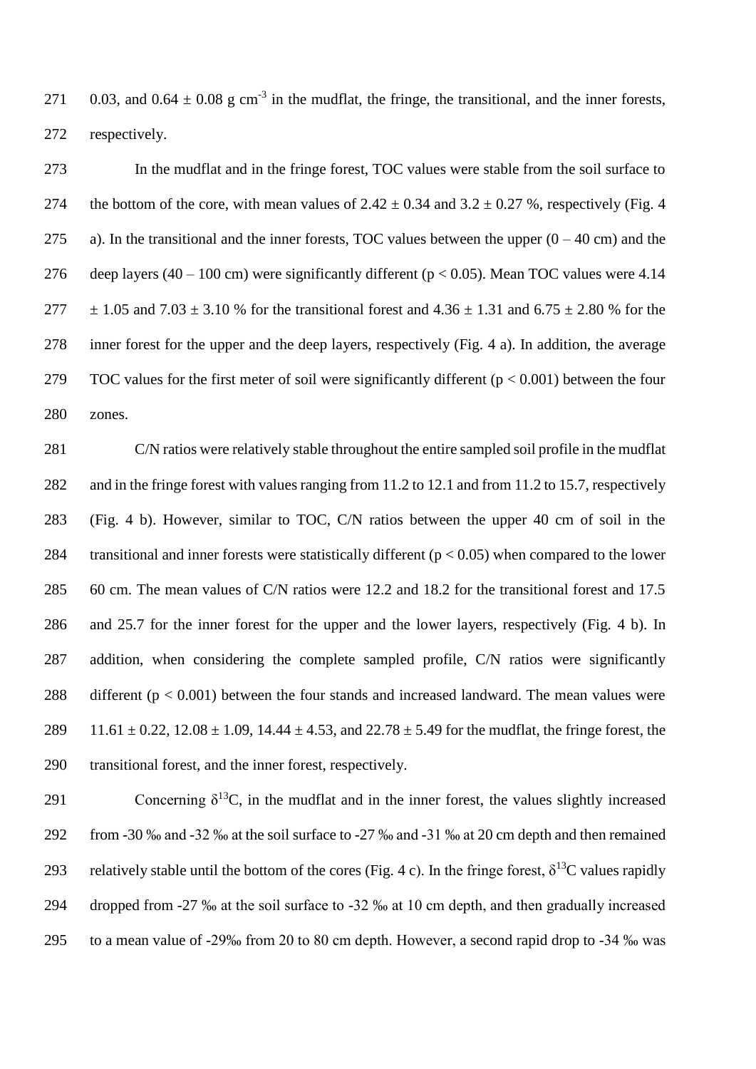0.03, and 0.64 ± 0.08 g $cm^{-3}$ in the mudflat, the fringe, the transitional, and the inner forests, respectively.

In the mudflat and in the fringe forest, TOC values were stable from the soil surface to the bottom of the core, with mean values of 2.42 ± 0.34 and 3.2 ± 0.27 %, respectively (Fig. 4 a). In the transitional and the inner forests, TOC values between the upper (0 – 40 cm) and the deep layers (40 – 100 cm) were significantly different ($p < 0.05$). Mean TOC values were 4.14 ± 1.05 and 7.03 ± 3.10 % for the transitional forest and 4.36 ± 1.31 and 6.75 ± 2.80 % for the inner forest for the upper and the deep layers, respectively (Fig. 4 a). In addition, the average TOC values for the first meter of soil were significantly different ($p < 0.001$) between the four zones.

C/N ratios were relatively stable throughout the entire sampled soil profile in the mudflat and in the fringe forest with values ranging from 11.2 to 12.1 and from 11.2 to 15.7, respectively (Fig. 4 b). However, similar to TOC, C/N ratios between the upper 40 cm of soil in the transitional and inner forests were statistically different ($p < 0.05$) when compared to the lower 60 cm. The mean values of C/N ratios were 12.2 and 18.2 for the transitional forest and 17.5 and 25.7 for the inner forest for the upper and the lower layers, respectively (Fig. 4 b). In addition, when considering the complete sampled profile, C/N ratios were significantly different ($p < 0.001$) between the four stands and increased landward. The mean values were 11.61 ± 0.22, 12.08 ± 1.09, 14.44 ± 4.53, and 22.78 ± 5.49 for the mudflat, the fringe forest, the transitional forest, and the inner forest, respectively.

Concerning $\delta^{13}C$, in the mudflat and in the inner forest, the values slightly increased from -30 ‰ and -32 ‰ at the soil surface to -27 ‰ and -31 ‰ at 20 cm depth and then remained relatively stable until the bottom of the cores (Fig. 4 c). In the fringe forest, $\delta^{13}C$ values rapidly dropped from -27 ‰ at the soil surface to -32 ‰ at 10 cm depth, and then gradually increased to a mean value of -29‰ from 20 to 80 cm depth. However, a second rapid drop to -34 ‰ was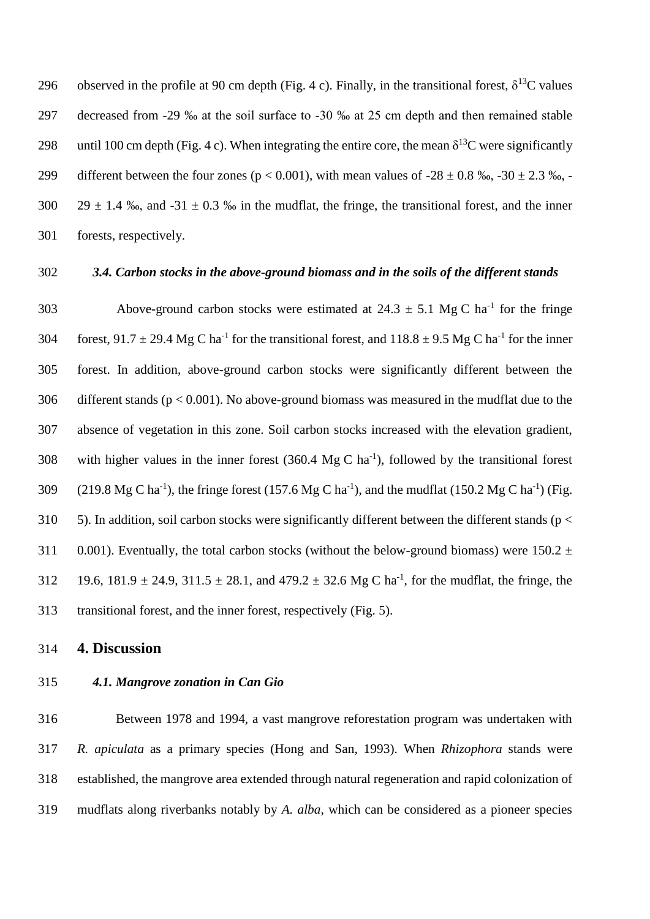observed in the profile at 90 cm depth (Fig. 4 c). Finally, in the transitional forest, $\delta^{13}C$ values decreased from -29 ‰ at the soil surface to -30 ‰ at 25 cm depth and then remained stable until 100 cm depth (Fig. 4 c). When integrating the entire core, the mean $\delta^{13}C$ were significantly different between the four zones ($p < 0.001$), with mean values of -28 ± 0.8 ‰, -30 ± 2.3 ‰, -29 ± 1.4 ‰, and -31 ± 0.3 ‰ in the mudflat, the fringe, the transitional forest, and the inner forests, respectively.

### *3.4. Carbon stocks in the above-ground biomass and in the soils of the different stands*

Above-ground carbon stocks were estimated at 24.3 ± 5.1 Mg C $ha^{-1}$ for the fringe forest, 91.7 ± 29.4 Mg C $ha^{-1}$ for the transitional forest, and 118.8 ± 9.5 Mg C $ha^{-1}$ for the inner forest. In addition, above-ground carbon stocks were significantly different between the different stands ($p < 0.001$). No above-ground biomass was measured in the mudflat due to the absence of vegetation in this zone. Soil carbon stocks increased with the elevation gradient, with higher values in the inner forest (360.4 Mg C $ha^{-1}$), followed by the transitional forest (219.8 Mg C $ha^{-1}$), the fringe forest (157.6 Mg C $ha^{-1}$), and the mudflat (150.2 Mg C $ha^{-1}$) (Fig. 5). In addition, soil carbon stocks were significantly different between the different stands ($p < 0.001$). Eventually, the total carbon stocks (without the below-ground biomass) were 150.2 ± 19.6, 181.9 ± 24.9, 311.5 ± 28.1, and 479.2 ± 32.6 Mg C $ha^{-1}$, for the mudflat, the fringe, the transitional forest, and the inner forest, respectively (Fig. 5).

## 4. Discussion

### *4.1. Mangrove zonation in Can Gio*

Between 1978 and 1994, a vast mangrove reforestation program was undertaken with *R. apiculata* as a primary species (Hong and San, 1993). When *Rhizophora* stands were established, the mangrove area extended through natural regeneration and rapid colonization of mudflats along riverbanks notably by *A. alba*, which can be considered as a pioneer species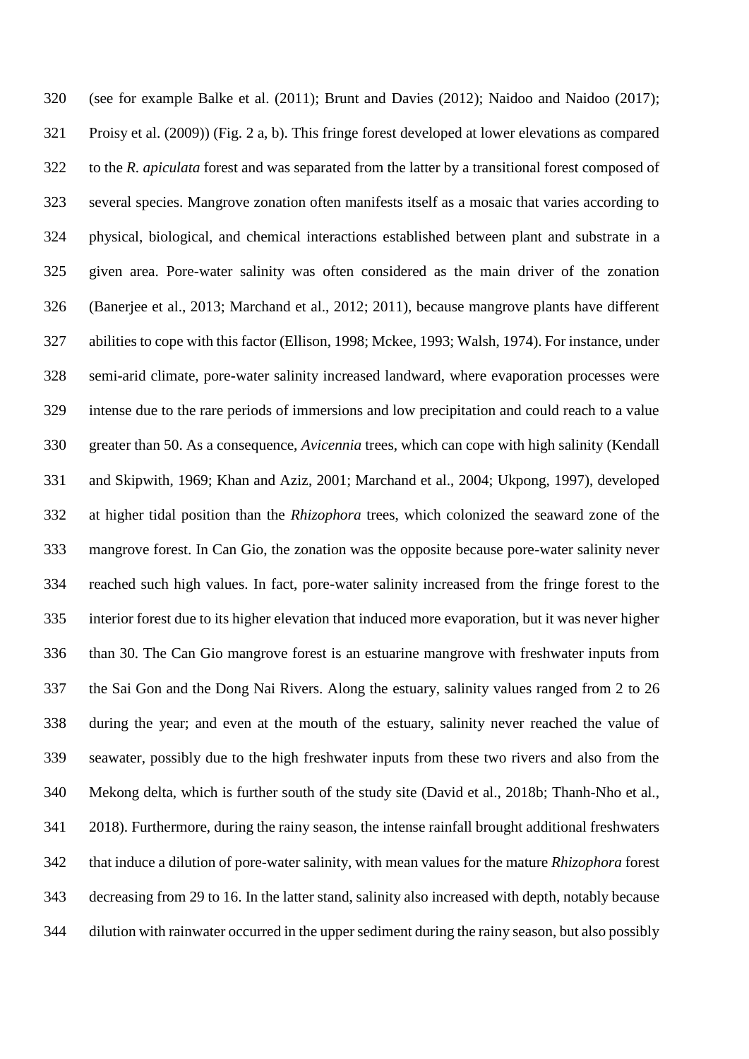(see for example Balke et al. (2011); Brunt and Davies (2012); Naidoo and Naidoo (2017); Proisy et al. (2009)) (Fig. 2 a, b). This fringe forest developed at lower elevations as compared to the *R. apiculata* forest and was separated from the latter by a transitional forest composed of several species. Mangrove zonation often manifests itself as a mosaic that varies according to physical, biological, and chemical interactions established between plant and substrate in a given area. Pore-water salinity was often considered as the main driver of the zonation (Banerjee et al., 2013; Marchand et al., 2012; 2011), because mangrove plants have different abilities to cope with this factor (Ellison, 1998; Mckee, 1993; Walsh, 1974). For instance, under semi-arid climate, pore-water salinity increased landward, where evaporation processes were intense due to the rare periods of immersions and low precipitation and could reach to a value greater than 50. As a consequence, *Avicennia* trees, which can cope with high salinity (Kendall and Skipwith, 1969; Khan and Aziz, 2001; Marchand et al., 2004; Ukpong, 1997), developed at higher tidal position than the *Rhizophora* trees, which colonized the seaward zone of the mangrove forest. In Can Gio, the zonation was the opposite because pore-water salinity never reached such high values. In fact, pore-water salinity increased from the fringe forest to the interior forest due to its higher elevation that induced more evaporation, but it was never higher than 30. The Can Gio mangrove forest is an estuarine mangrove with freshwater inputs from the Sai Gon and the Dong Nai Rivers. Along the estuary, salinity values ranged from 2 to 26 during the year; and even at the mouth of the estuary, salinity never reached the value of seawater, possibly due to the high freshwater inputs from these two rivers and also from the Mekong delta, which is further south of the study site (David et al., 2018b; Thanh-Nho et al., 2018). Furthermore, during the rainy season, the intense rainfall brought additional freshwaters that induce a dilution of pore-water salinity, with mean values for the mature *Rhizophora* forest decreasing from 29 to 16. In the latter stand, salinity also increased with depth, notably because dilution with rainwater occurred in the upper sediment during the rainy season, but also possibly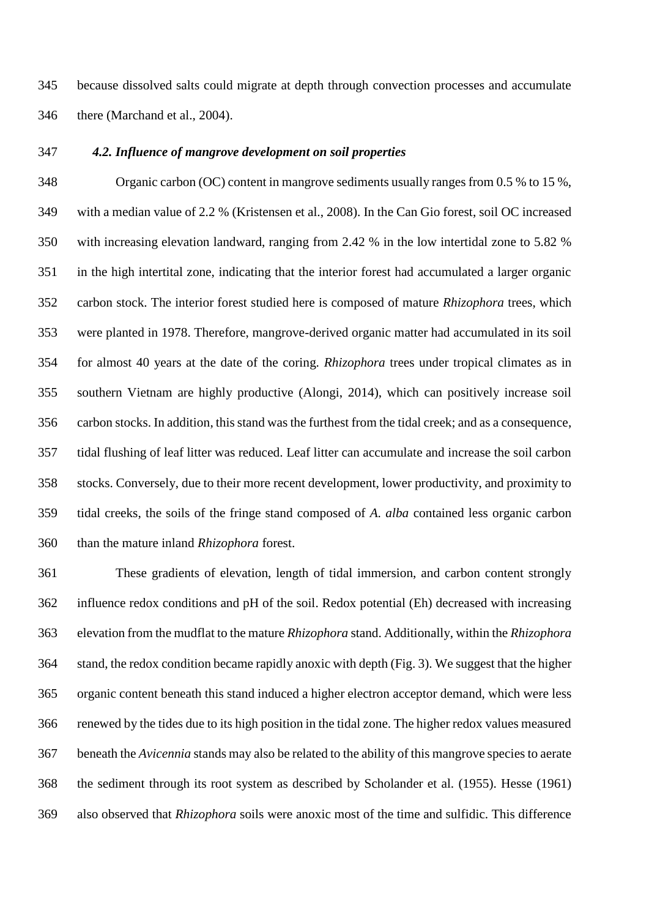because dissolved salts could migrate at depth through convection processes and accumulate there (Marchand et al., 2004).

### *4.2. Influence of mangrove development on soil properties*

Organic carbon (OC) content in mangrove sediments usually ranges from 0.5 % to 15 %, with a median value of 2.2 % (Kristensen et al., 2008). In the Can Gio forest, soil OC increased with increasing elevation landward, ranging from 2.42 % in the low intertidal zone to 5.82 % in the high intertital zone, indicating that the interior forest had accumulated a larger organic carbon stock. The interior forest studied here is composed of mature *Rhizophora* trees, which were planted in 1978. Therefore, mangrove-derived organic matter had accumulated in its soil for almost 40 years at the date of the coring. *Rhizophora* trees under tropical climates as in southern Vietnam are highly productive (Alongi, 2014), which can positively increase soil carbon stocks. In addition, this stand was the furthest from the tidal creek; and as a consequence, tidal flushing of leaf litter was reduced. Leaf litter can accumulate and increase the soil carbon stocks. Conversely, due to their more recent development, lower productivity, and proximity to tidal creeks, the soils of the fringe stand composed of *A. alba* contained less organic carbon than the mature inland *Rhizophora* forest.

These gradients of elevation, length of tidal immersion, and carbon content strongly influence redox conditions and pH of the soil. Redox potential (Eh) decreased with increasing elevation from the mudflat to the mature *Rhizophora* stand. Additionally, within the *Rhizophora* stand, the redox condition became rapidly anoxic with depth (Fig. 3). We suggest that the higher organic content beneath this stand induced a higher electron acceptor demand, which were less renewed by the tides due to its high position in the tidal zone. The higher redox values measured beneath the *Avicennia* stands may also be related to the ability of this mangrove species to aerate the sediment through its root system as described by Scholander et al. (1955). Hesse (1961) also observed that *Rhizophora* soils were anoxic most of the time and sulfidic. This difference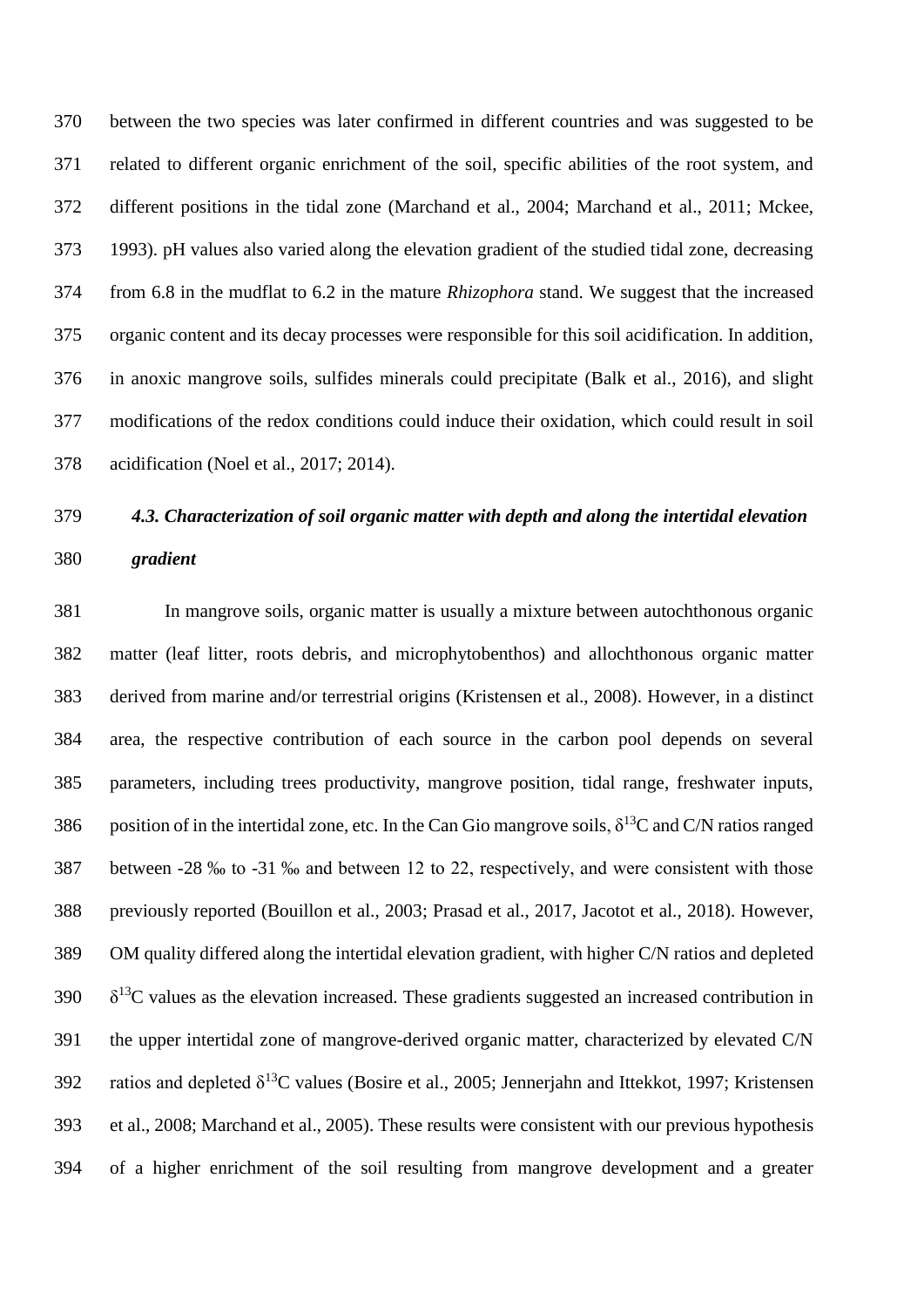between the two species was later confirmed in different countries and was suggested to be related to different organic enrichment of the soil, specific abilities of the root system, and different positions in the tidal zone (Marchand et al., 2004; Marchand et al., 2011; Mckee, 1993). pH values also varied along the elevation gradient of the studied tidal zone, decreasing from 6.8 in the mudflat to 6.2 in the mature *Rhizophora* stand. We suggest that the increased organic content and its decay processes were responsible for this soil acidification. In addition, in anoxic mangrove soils, sulfides minerals could precipitate (Balk et al., 2016), and slight modifications of the redox conditions could induce their oxidation, which could result in soil acidification (Noel et al., 2017; 2014).

### *4.3. Characterization of soil organic matter with depth and along the intertidal elevation gradient*

In mangrove soils, organic matter is usually a mixture between autochthonous organic matter (leaf litter, roots debris, and microphytobenthos) and allochthonous organic matter derived from marine and/or terrestrial origins (Kristensen et al., 2008). However, in a distinct area, the respective contribution of each source in the carbon pool depends on several parameters, including trees productivity, mangrove position, tidal range, freshwater inputs, position of in the intertidal zone, etc. In the Can Gio mangrove soils, $\delta^{13}C$ and C/N ratios ranged between -28 ‰ to -31 ‰ and between 12 to 22, respectively, and were consistent with those previously reported (Bouillon et al., 2003; Prasad et al., 2017, Jacotot et al., 2018). However, OM quality differed along the intertidal elevation gradient, with higher C/N ratios and depleted $\delta^{13}C$ values as the elevation increased. These gradients suggested an increased contribution in the upper intertidal zone of mangrove-derived organic matter, characterized by elevated C/N ratios and depleted $\delta^{13}C$ values (Bosire et al., 2005; Jennerjahn and Ittekkot, 1997; Kristensen et al., 2008; Marchand et al., 2005). These results were consistent with our previous hypothesis of a higher enrichment of the soil resulting from mangrove development and a greater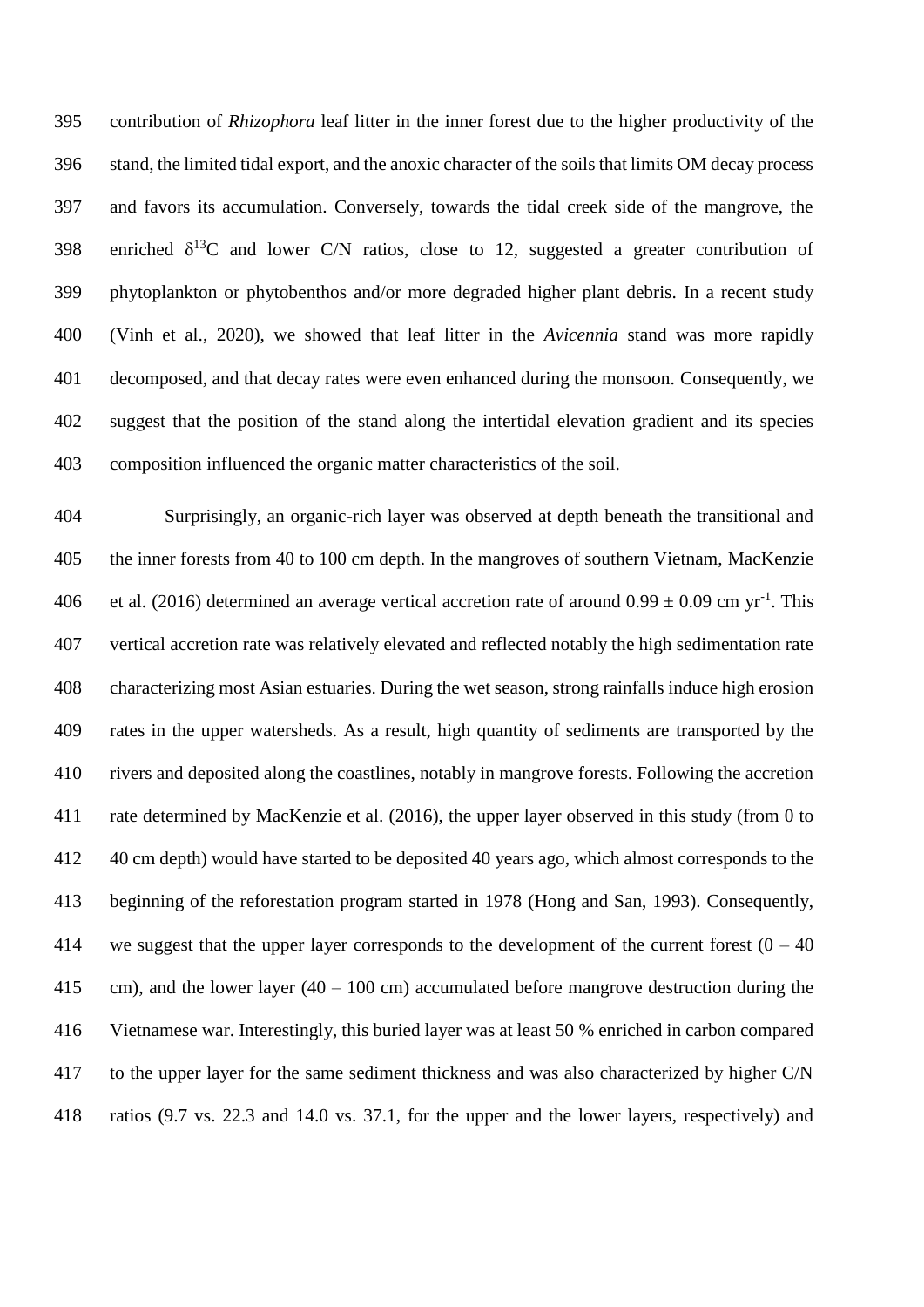contribution of *Rhizophora* leaf litter in the inner forest due to the higher productivity of the stand, the limited tidal export, and the anoxic character of the soils that limits OM decay process and favors its accumulation. Conversely, towards the tidal creek side of the mangrove, the enriched $\delta^{13}C$ and lower C/N ratios, close to 12, suggested a greater contribution of phytoplankton or phytobenthos and/or more degraded higher plant debris. In a recent study (Vinh et al., 2020), we showed that leaf litter in the *Avicennia* stand was more rapidly decomposed, and that decay rates were even enhanced during the monsoon. Consequently, we suggest that the position of the stand along the intertidal elevation gradient and its species composition influenced the organic matter characteristics of the soil.

Surprisingly, an organic-rich layer was observed at depth beneath the transitional and the inner forests from 40 to 100 cm depth. In the mangroves of southern Vietnam, MacKenzie et al. (2016) determined an average vertical accretion rate of around $0.99 \pm 0.09$ cm $yr^{-1}$. This vertical accretion rate was relatively elevated and reflected notably the high sedimentation rate characterizing most Asian estuaries. During the wet season, strong rainfalls induce high erosion rates in the upper watersheds. As a result, high quantity of sediments are transported by the rivers and deposited along the coastlines, notably in mangrove forests. Following the accretion rate determined by MacKenzie et al. (2016), the upper layer observed in this study (from 0 to 40 cm depth) would have started to be deposited 40 years ago, which almost corresponds to the beginning of the reforestation program started in 1978 (Hong and San, 1993). Consequently, we suggest that the upper layer corresponds to the development of the current forest (0 – 40 cm), and the lower layer (40 – 100 cm) accumulated before mangrove destruction during the Vietnamese war. Interestingly, this buried layer was at least 50 % enriched in carbon compared to the upper layer for the same sediment thickness and was also characterized by higher C/N ratios (9.7 vs. 22.3 and 14.0 vs. 37.1, for the upper and the lower layers, respectively) and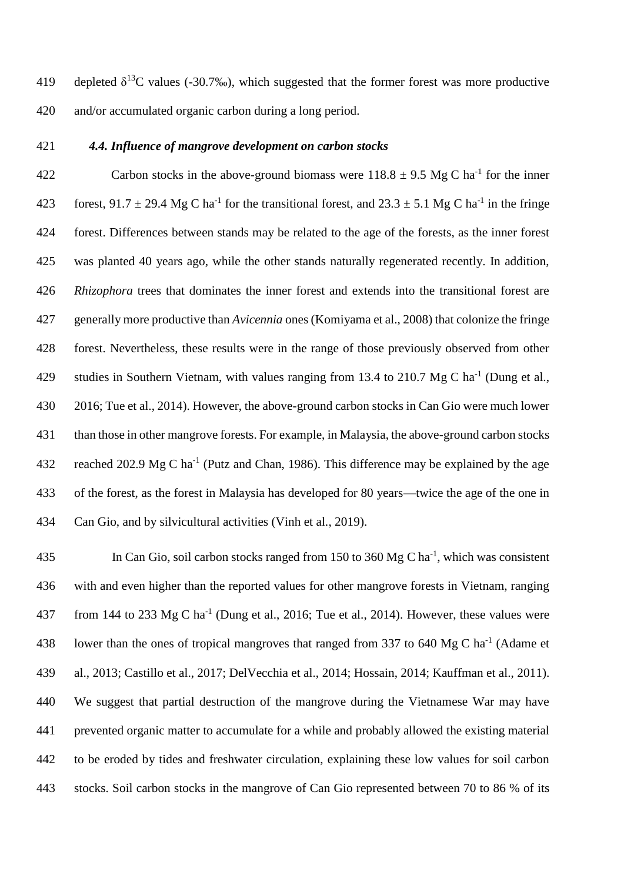depleted $\delta^{13}C$ values (-30.7‰), which suggested that the former forest was more productive and/or accumulated organic carbon during a long period.

### *4.4. Influence of mangrove development on carbon stocks*

Carbon stocks in the above-ground biomass were $118.8 \pm 9.5$ Mg C ha$^{-1}$ for the inner forest, $91.7 \pm 29.4$ Mg C ha$^{-1}$ for the transitional forest, and $23.3 \pm 5.1$ Mg C ha$^{-1}$ in the fringe forest. Differences between stands may be related to the age of the forests, as the inner forest was planted 40 years ago, while the other stands naturally regenerated recently. In addition, *Rhizophora* trees that dominates the inner forest and extends into the transitional forest are generally more productive than *Avicennia* ones (Komiyama et al., 2008) that colonize the fringe forest. Nevertheless, these results were in the range of those previously observed from other studies in Southern Vietnam, with values ranging from 13.4 to 210.7 Mg C ha$^{-1}$ (Dung et al., 2016; Tue et al., 2014). However, the above-ground carbon stocks in Can Gio were much lower than those in other mangrove forests. For example, in Malaysia, the above-ground carbon stocks reached 202.9 Mg C ha$^{-1}$ (Putz and Chan, 1986). This difference may be explained by the age of the forest, as the forest in Malaysia has developed for 80 years—twice the age of the one in Can Gio, and by silvicultural activities (Vinh et al., 2019).

In Can Gio, soil carbon stocks ranged from 150 to 360 Mg C ha$^{-1}$, which was consistent with and even higher than the reported values for other mangrove forests in Vietnam, ranging from 144 to 233 Mg C ha$^{-1}$ (Dung et al., 2016; Tue et al., 2014). However, these values were lower than the ones of tropical mangroves that ranged from 337 to 640 Mg C ha$^{-1}$ (Adame et al., 2013; Castillo et al., 2017; DelVecchia et al., 2014; Hossain, 2014; Kauffman et al., 2011). We suggest that partial destruction of the mangrove during the Vietnamese War may have prevented organic matter to accumulate for a while and probably allowed the existing material to be eroded by tides and freshwater circulation, explaining these low values for soil carbon stocks. Soil carbon stocks in the mangrove of Can Gio represented between 70 to 86 % of its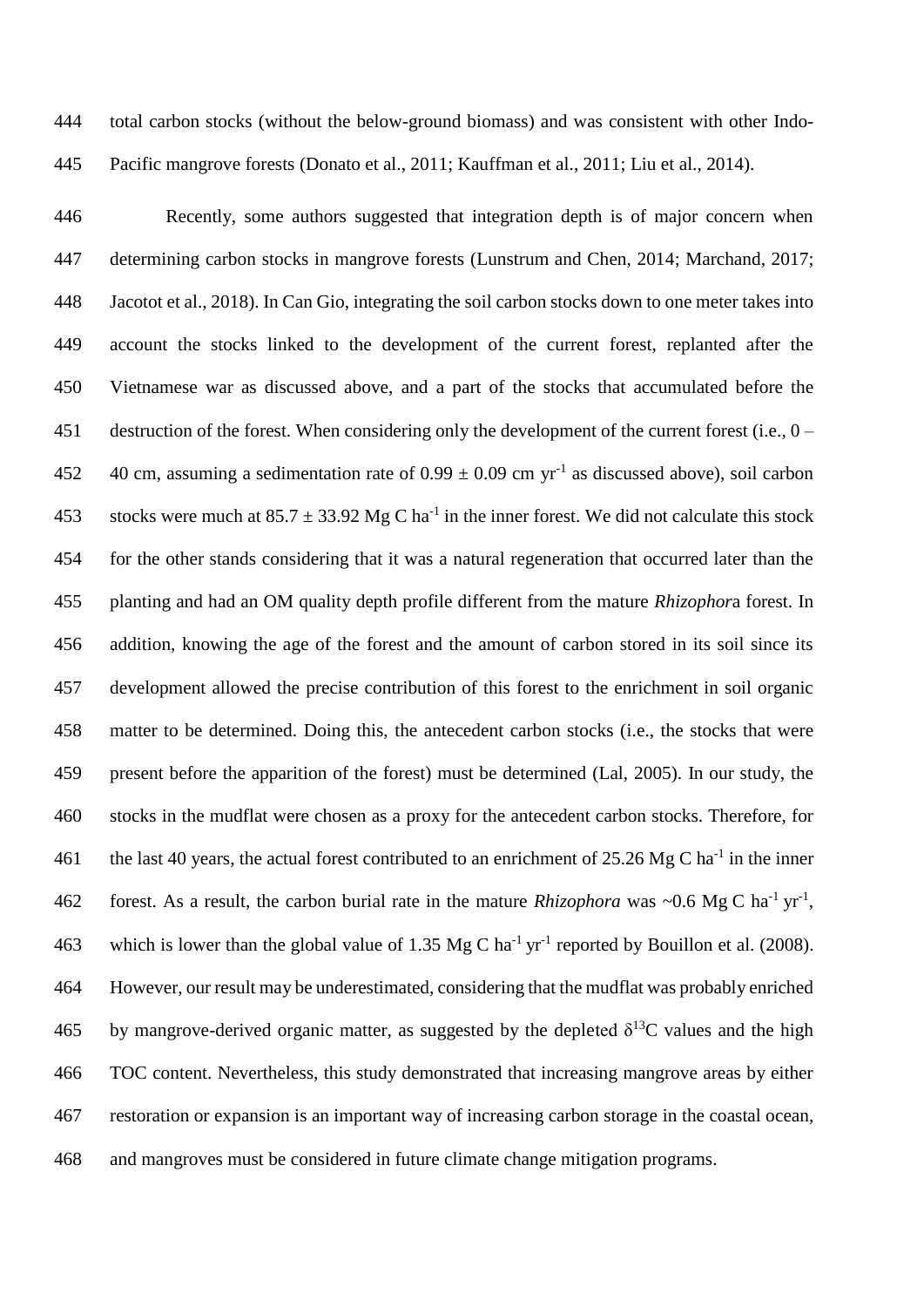total carbon stocks (without the below-ground biomass) and was consistent with other Indo-Pacific mangrove forests (Donato et al., 2011; Kauffman et al., 2011; Liu et al., 2014).

Recently, some authors suggested that integration depth is of major concern when determining carbon stocks in mangrove forests (Lunstrum and Chen, 2014; Marchand, 2017; Jacotot et al., 2018). In Can Gio, integrating the soil carbon stocks down to one meter takes into account the stocks linked to the development of the current forest, replanted after the Vietnamese war as discussed above, and a part of the stocks that accumulated before the destruction of the forest. When considering only the development of the current forest (i.e., 0 – 40 cm, assuming a sedimentation rate of $0.99 \pm 0.09$ cm $yr^{-1}$ as discussed above), soil carbon stocks were much at $85.7 \pm 33.92$ Mg C $ha^{-1}$ in the inner forest. We did not calculate this stock for the other stands considering that it was a natural regeneration that occurred later than the planting and had an OM quality depth profile different from the mature *Rhizophor*a forest. In addition, knowing the age of the forest and the amount of carbon stored in its soil since its development allowed the precise contribution of this forest to the enrichment in soil organic matter to be determined. Doing this, the antecedent carbon stocks (i.e., the stocks that were present before the apparition of the forest) must be determined (Lal, 2005). In our study, the stocks in the mudflat were chosen as a proxy for the antecedent carbon stocks. Therefore, for the last 40 years, the actual forest contributed to an enrichment of 25.26 Mg C $ha^{-1}$ in the inner forest. As a result, the carbon burial rate in the mature *Rhizophora* was ~0.6 Mg C $ha^{-1}$ $yr^{-1}$, which is lower than the global value of 1.35 Mg C $ha^{-1}$ $yr^{-1}$ reported by Bouillon et al. (2008). However, our result may be underestimated, considering that the mudflat was probably enriched by mangrove-derived organic matter, as suggested by the depleted $\delta^{13}C$ values and the high TOC content. Nevertheless, this study demonstrated that increasing mangrove areas by either restoration or expansion is an important way of increasing carbon storage in the coastal ocean, and mangroves must be considered in future climate change mitigation programs.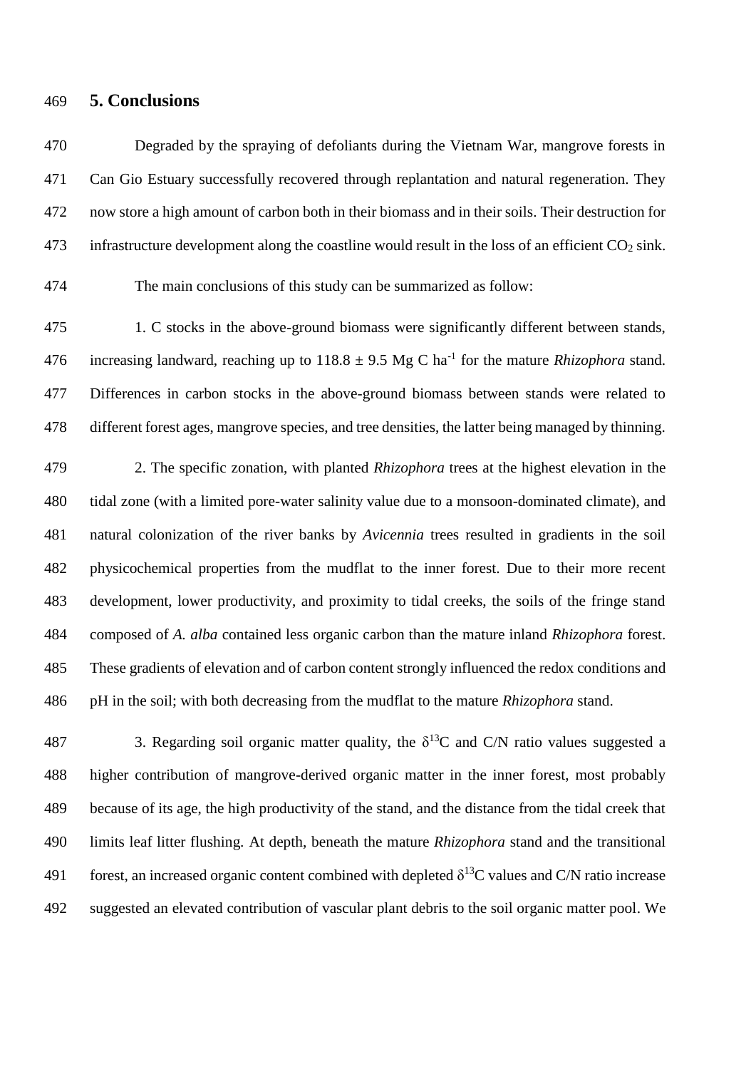## 5. Conclusions

Degraded by the spraying of defoliants during the Vietnam War, mangrove forests in Can Gio Estuary successfully recovered through replantation and natural regeneration. They now store a high amount of carbon both in their biomass and in their soils. Their destruction for infrastructure development along the coastline would result in the loss of an efficient $CO_2$ sink.

The main conclusions of this study can be summarized as follow:

1. C stocks in the above-ground biomass were significantly different between stands, increasing landward, reaching up to $118.8 \pm 9.5$ Mg C $ha^{-1}$ for the mature *Rhizophora* stand. Differences in carbon stocks in the above-ground biomass between stands were related to different forest ages, mangrove species, and tree densities, the latter being managed by thinning.

2. The specific zonation, with planted *Rhizophora* trees at the highest elevation in the tidal zone (with a limited pore-water salinity value due to a monsoon-dominated climate), and natural colonization of the river banks by *Avicennia* trees resulted in gradients in the soil physicochemical properties from the mudflat to the inner forest. Due to their more recent development, lower productivity, and proximity to tidal creeks, the soils of the fringe stand composed of *A. alba* contained less organic carbon than the mature inland *Rhizophora* forest. These gradients of elevation and of carbon content strongly influenced the redox conditions and pH in the soil; with both decreasing from the mudflat to the mature *Rhizophora* stand.

3. Regarding soil organic matter quality, the $\delta^{13}C$ and C/N ratio values suggested a higher contribution of mangrove-derived organic matter in the inner forest, most probably because of its age, the high productivity of the stand, and the distance from the tidal creek that limits leaf litter flushing. At depth, beneath the mature *Rhizophora* stand and the transitional forest, an increased organic content combined with depleted $\delta^{13}C$ values and C/N ratio increase suggested an elevated contribution of vascular plant debris to the soil organic matter pool. We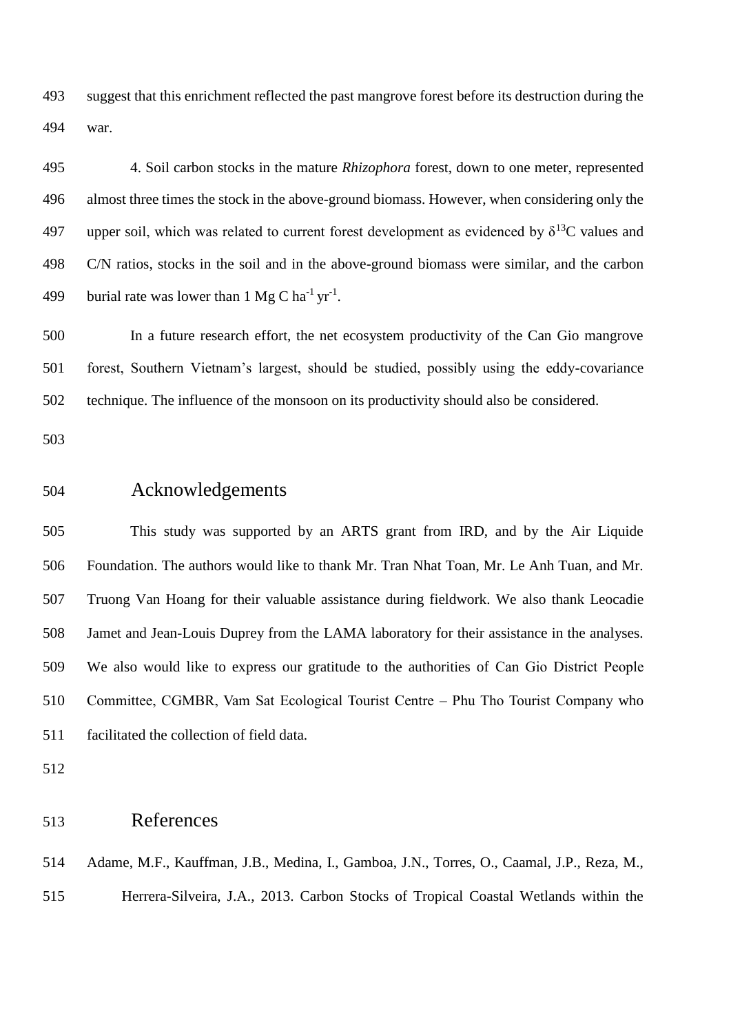suggest that this enrichment reflected the past mangrove forest before its destruction during the war.

4. Soil carbon stocks in the mature *Rhizophora* forest, down to one meter, represented almost three times the stock in the above-ground biomass. However, when considering only the upper soil, which was related to current forest development as evidenced by $\delta^{13}C$ values and C/N ratios, stocks in the soil and in the above-ground biomass were similar, and the carbon burial rate was lower than 1 Mg C $ha^{-1}$ $yr^{-1}$.

In a future research effort, the net ecosystem productivity of the Can Gio mangrove forest, Southern Vietnam's largest, should be studied, possibly using the eddy-covariance technique. The influence of the monsoon on its productivity should also be considered.

## Acknowledgements

This study was supported by an ARTS grant from IRD, and by the Air Liquide Foundation. The authors would like to thank Mr. Tran Nhat Toan, Mr. Le Anh Tuan, and Mr. Truong Van Hoang for their valuable assistance during fieldwork. We also thank Leocadie Jamet and Jean-Louis Duprey from the LAMA laboratory for their assistance in the analyses. We also would like to express our gratitude to the authorities of Can Gio District People Committee, CGMBR, Vam Sat Ecological Tourist Centre – Phu Tho Tourist Company who facilitated the collection of field data.

## References

Adame, M.F., Kauffman, J.B., Medina, I., Gamboa, J.N., Torres, O., Caamal, J.P., Reza, M., Herrera-Silveira, J.A., 2013. Carbon Stocks of Tropical Coastal Wetlands within the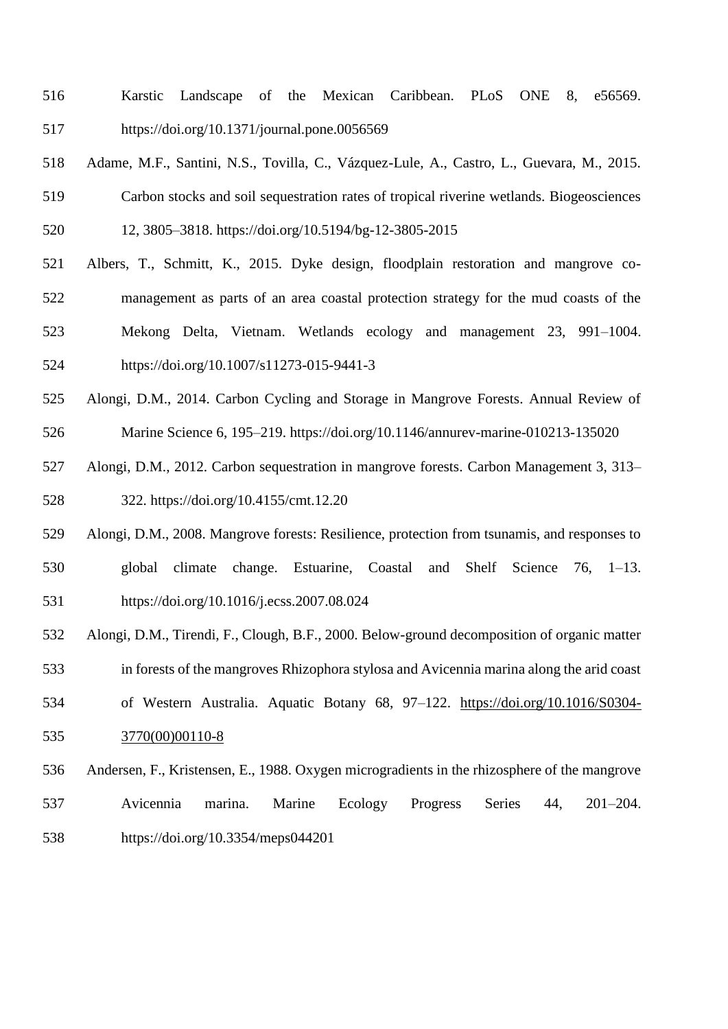Karstic Landscape of the Mexican Caribbean. PLoS ONE 8, e56569. https://doi.org/10.1371/journal.pone.0056569

Adame, M.F., Santini, N.S., Tovilla, C., Vázquez-Lule, A., Castro, L., Guevara, M., 2015. Carbon stocks and soil sequestration rates of tropical riverine wetlands. Biogeosciences 12, 3805–3818. https://doi.org/10.5194/bg-12-3805-2015

Albers, T., Schmitt, K., 2015. Dyke design, floodplain restoration and mangrove co-management as parts of an area coastal protection strategy for the mud coasts of the Mekong Delta, Vietnam. Wetlands ecology and management 23, 991–1004. https://doi.org/10.1007/s11273-015-9441-3

Alongi, D.M., 2014. Carbon Cycling and Storage in Mangrove Forests. Annual Review of Marine Science 6, 195–219. https://doi.org/10.1146/annurev-marine-010213-135020

Alongi, D.M., 2012. Carbon sequestration in mangrove forests. Carbon Management 3, 313–322. https://doi.org/10.4155/cmt.12.20

Alongi, D.M., 2008. Mangrove forests: Resilience, protection from tsunamis, and responses to global climate change. Estuarine, Coastal and Shelf Science 76, 1–13. https://doi.org/10.1016/j.ecss.2007.08.024

Alongi, D.M., Tirendi, F., Clough, B.F., 2000. Below-ground decomposition of organic matter in forests of the mangroves Rhizophora stylosa and Avicennia marina along the arid coast of Western Australia. Aquatic Botany 68, 97–122. https://doi.org/10.1016/S0304-3770(00)00110-8

Andersen, F., Kristensen, E., 1988. Oxygen microgradients in the rhizosphere of the mangrove Avicennia marina. Marine Ecology Progress Series 44, 201–204. https://doi.org/10.3354/meps044201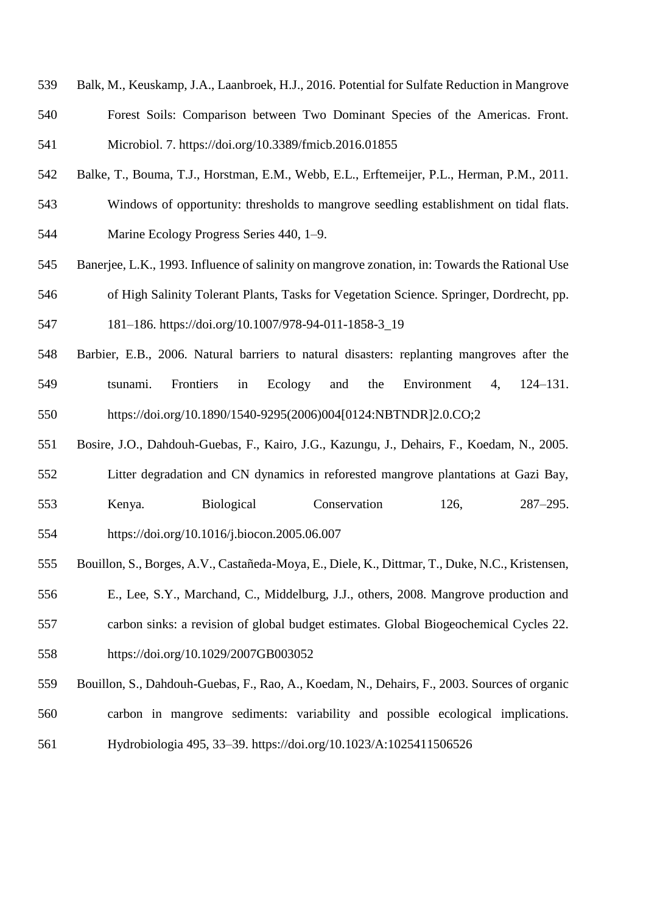Balk, M., Keuskamp, J.A., Laanbroek, H.J., 2016. Potential for Sulfate Reduction in Mangrove Forest Soils: Comparison between Two Dominant Species of the Americas. Front. Microbiol. 7. https://doi.org/10.3389/fmicb.2016.01855

Balke, T., Bouma, T.J., Horstman, E.M., Webb, E.L., Erftemeijer, P.L., Herman, P.M., 2011. Windows of opportunity: thresholds to mangrove seedling establishment on tidal flats. Marine Ecology Progress Series 440, 1–9.

Banerjee, L.K., 1993. Influence of salinity on mangrove zonation, in: Towards the Rational Use of High Salinity Tolerant Plants, Tasks for Vegetation Science. Springer, Dordrecht, pp. 181–186. https://doi.org/10.1007/978-94-011-1858-3_19

Barbier, E.B., 2006. Natural barriers to natural disasters: replanting mangroves after the tsunami. Frontiers in Ecology and the Environment 4, 124–131. https://doi.org/10.1890/1540-9295(2006)004[0124:NBTNDR]2.0.CO;2

Bosire, J.O., Dahdouh-Guebas, F., Kairo, J.G., Kazungu, J., Dehairs, F., Koedam, N., 2005. Litter degradation and CN dynamics in reforested mangrove plantations at Gazi Bay, Kenya. Biological Conservation 126, 287–295. https://doi.org/10.1016/j.biocon.2005.06.007

Bouillon, S., Borges, A.V., Castañeda-Moya, E., Diele, K., Dittmar, T., Duke, N.C., Kristensen, E., Lee, S.Y., Marchand, C., Middelburg, J.J., others, 2008. Mangrove production and carbon sinks: a revision of global budget estimates. Global Biogeochemical Cycles 22. https://doi.org/10.1029/2007GB003052

Bouillon, S., Dahdouh-Guebas, F., Rao, A., Koedam, N., Dehairs, F., 2003. Sources of organic carbon in mangrove sediments: variability and possible ecological implications. Hydrobiologia 495, 33–39. https://doi.org/10.1023/A:1025411506526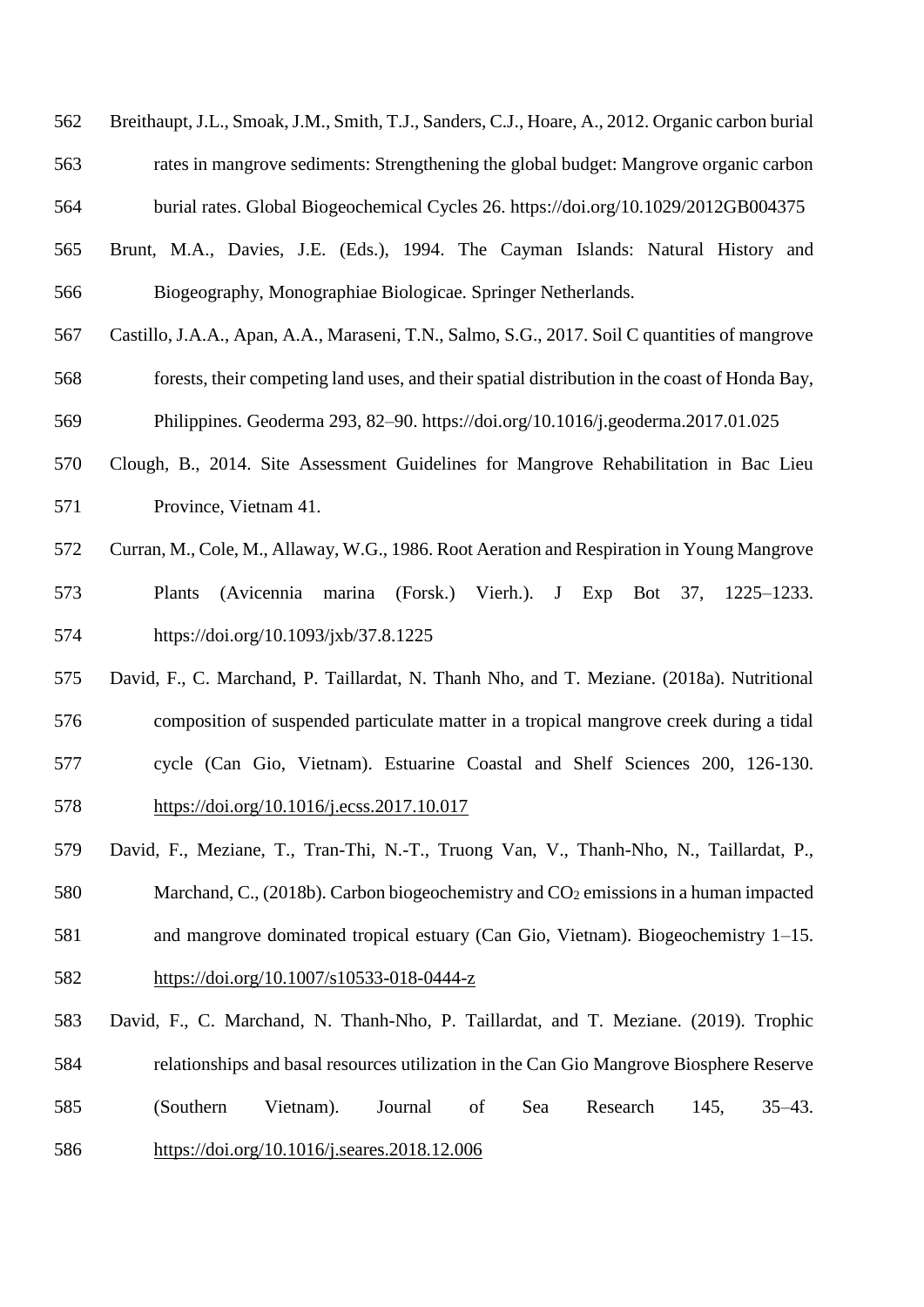Breithaupt, J.L., Smoak, J.M., Smith, T.J., Sanders, C.J., Hoare, A., 2012. Organic carbon burial rates in mangrove sediments: Strengthening the global budget: Mangrove organic carbon burial rates. Global Biogeochemical Cycles 26. https://doi.org/10.1029/2012GB004375

Brunt, M.A., Davies, J.E. (Eds.), 1994. The Cayman Islands: Natural History and Biogeography, Monographiae Biologicae. Springer Netherlands.

Castillo, J.A.A., Apan, A.A., Maraseni, T.N., Salmo, S.G., 2017. Soil C quantities of mangrove forests, their competing land uses, and their spatial distribution in the coast of Honda Bay, Philippines. Geoderma 293, 82–90. https://doi.org/10.1016/j.geoderma.2017.01.025

Clough, B., 2014. Site Assessment Guidelines for Mangrove Rehabilitation in Bac Lieu Province, Vietnam 41.

Curran, M., Cole, M., Allaway, W.G., 1986. Root Aeration and Respiration in Young Mangrove Plants (Avicennia marina (Forsk.) Vierh.). J Exp Bot 37, 1225–1233. https://doi.org/10.1093/jxb/37.8.1225

David, F., C. Marchand, P. Taillardat, N. Thanh Nho, and T. Meziane. (2018a). Nutritional composition of suspended particulate matter in a tropical mangrove creek during a tidal cycle (Can Gio, Vietnam). Estuarine Coastal and Shelf Sciences 200, 126-130. https://doi.org/10.1016/j.ecss.2017.10.017

David, F., Meziane, T., Tran-Thi, N.-T., Truong Van, V., Thanh-Nho, N., Taillardat, P., Marchand, C., (2018b). Carbon biogeochemistry and $CO_2$ emissions in a human impacted and mangrove dominated tropical estuary (Can Gio, Vietnam). Biogeochemistry 1–15. https://doi.org/10.1007/s10533-018-0444-z

David, F., C. Marchand, N. Thanh-Nho, P. Taillardat, and T. Meziane. (2019). Trophic relationships and basal resources utilization in the Can Gio Mangrove Biosphere Reserve (Southern Vietnam). Journal of Sea Research 145, 35–43. https://doi.org/10.1016/j.seares.2018.12.006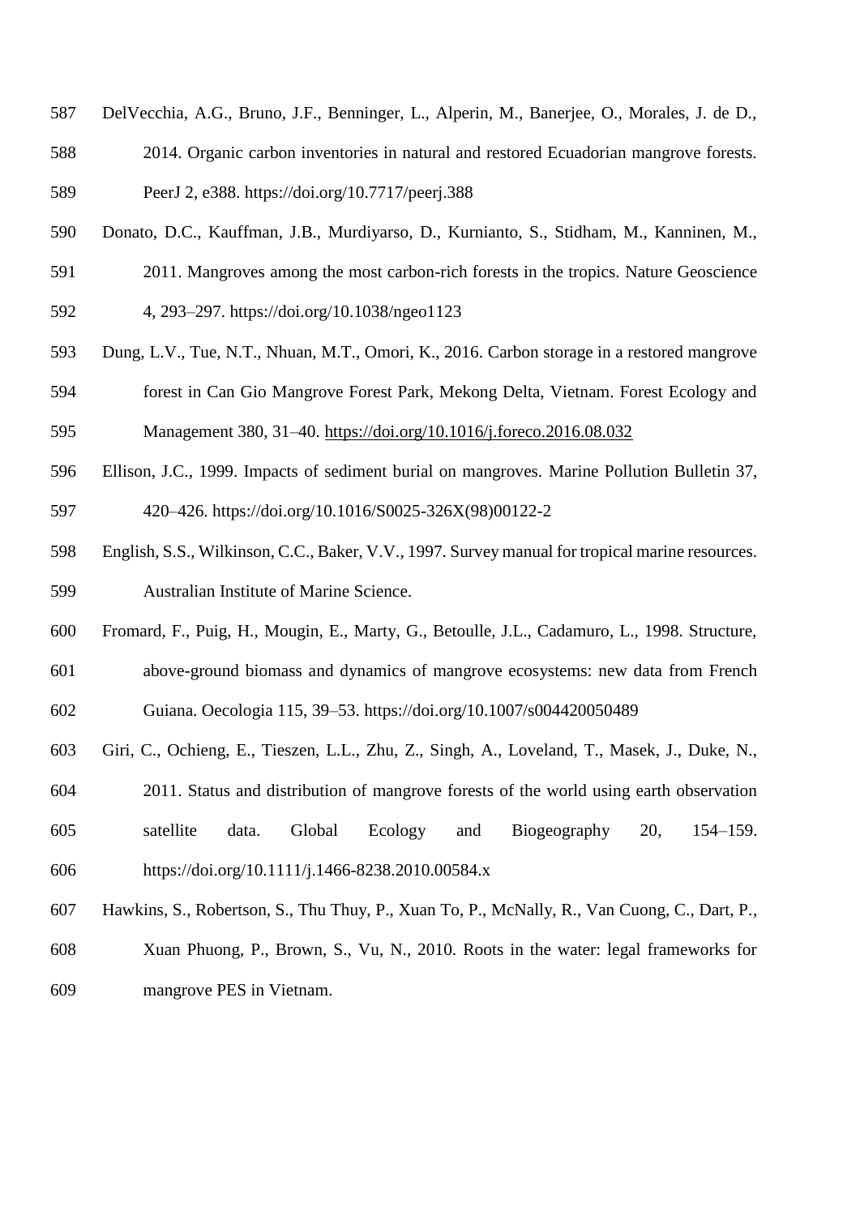DelVecchia, A.G., Bruno, J.F., Benninger, L., Alperin, M., Banerjee, O., Morales, J. de D., 2014. Organic carbon inventories in natural and restored Ecuadorian mangrove forests. PeerJ 2, e388. https://doi.org/10.7717/peerj.388

Donato, D.C., Kauffman, J.B., Murdiyarso, D., Kurnianto, S., Stidham, M., Kanninen, M., 2011. Mangroves among the most carbon-rich forests in the tropics. Nature Geoscience 4, 293–297. https://doi.org/10.1038/ngeo1123

Dung, L.V., Tue, N.T., Nhuan, M.T., Omori, K., 2016. Carbon storage in a restored mangrove forest in Can Gio Mangrove Forest Park, Mekong Delta, Vietnam. Forest Ecology and Management 380, 31–40. https://doi.org/10.1016/j.foreco.2016.08.032

Ellison, J.C., 1999. Impacts of sediment burial on mangroves. Marine Pollution Bulletin 37, 420–426. https://doi.org/10.1016/S0025-326X(98)00122-2

English, S.S., Wilkinson, C.C., Baker, V.V., 1997. Survey manual for tropical marine resources. Australian Institute of Marine Science.

Fromard, F., Puig, H., Mougin, E., Marty, G., Betoulle, J.L., Cadamuro, L., 1998. Structure, above-ground biomass and dynamics of mangrove ecosystems: new data from French Guiana. Oecologia 115, 39–53. https://doi.org/10.1007/s004420050489

Giri, C., Ochieng, E., Tieszen, L.L., Zhu, Z., Singh, A., Loveland, T., Masek, J., Duke, N., 2011. Status and distribution of mangrove forests of the world using earth observation satellite data. Global Ecology and Biogeography 20, 154–159. https://doi.org/10.1111/j.1466-8238.2010.00584.x

Hawkins, S., Robertson, S., Thu Thuy, P., Xuan To, P., McNally, R., Van Cuong, C., Dart, P., Xuan Phuong, P., Brown, S., Vu, N., 2010. Roots in the water: legal frameworks for mangrove PES in Vietnam.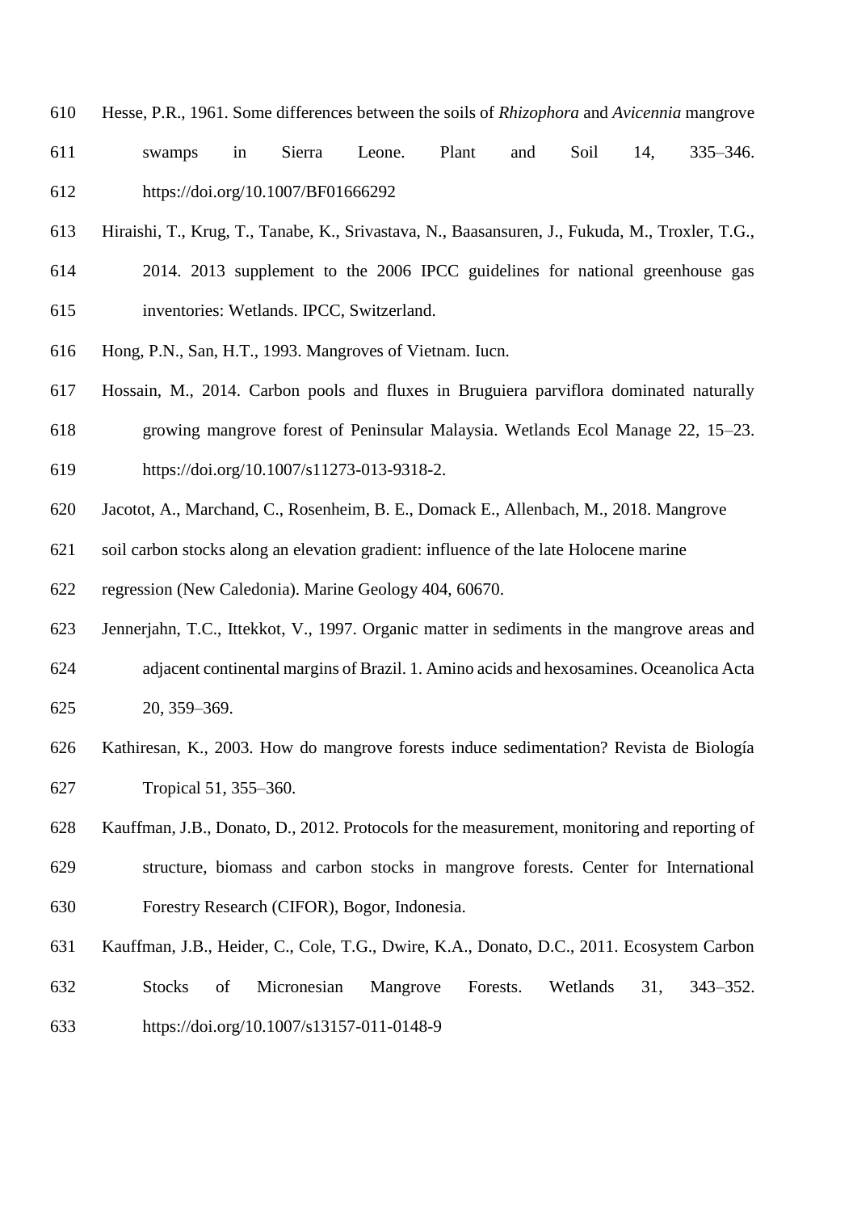Hesse, P.R., 1961. Some differences between the soils of *Rhizophora* and *Avicennia* mangrove swamps in Sierra Leone. Plant and Soil 14, 335–346. https://doi.org/10.1007/BF01666292

Hiraishi, T., Krug, T., Tanabe, K., Srivastava, N., Baasansuren, J., Fukuda, M., Troxler, T.G., 2014. 2013 supplement to the 2006 IPCC guidelines for national greenhouse gas inventories: Wetlands. IPCC, Switzerland.

Hong, P.N., San, H.T., 1993. Mangroves of Vietnam. Iucn.

Hossain, M., 2014. Carbon pools and fluxes in Bruguiera parviflora dominated naturally growing mangrove forest of Peninsular Malaysia. Wetlands Ecol Manage 22, 15–23. https://doi.org/10.1007/s11273-013-9318-2.

Jacotot, A., Marchand, C., Rosenheim, B. E., Domack E., Allenbach, M., 2018. Mangrove soil carbon stocks along an elevation gradient: influence of the late Holocene marine regression (New Caledonia). Marine Geology 404, 60670.

Jennerjahn, T.C., Ittekkot, V., 1997. Organic matter in sediments in the mangrove areas and adjacent continental margins of Brazil. 1. Amino acids and hexosamines. Oceanolica Acta 20, 359–369.

Kathiresan, K., 2003. How do mangrove forests induce sedimentation? Revista de Biología Tropical 51, 355–360.

Kauffman, J.B., Donato, D., 2012. Protocols for the measurement, monitoring and reporting of structure, biomass and carbon stocks in mangrove forests. Center for International Forestry Research (CIFOR), Bogor, Indonesia.

Kauffman, J.B., Heider, C., Cole, T.G., Dwire, K.A., Donato, D.C., 2011. Ecosystem Carbon Stocks of Micronesian Mangrove Forests. Wetlands 31, 343–352. https://doi.org/10.1007/s13157-011-0148-9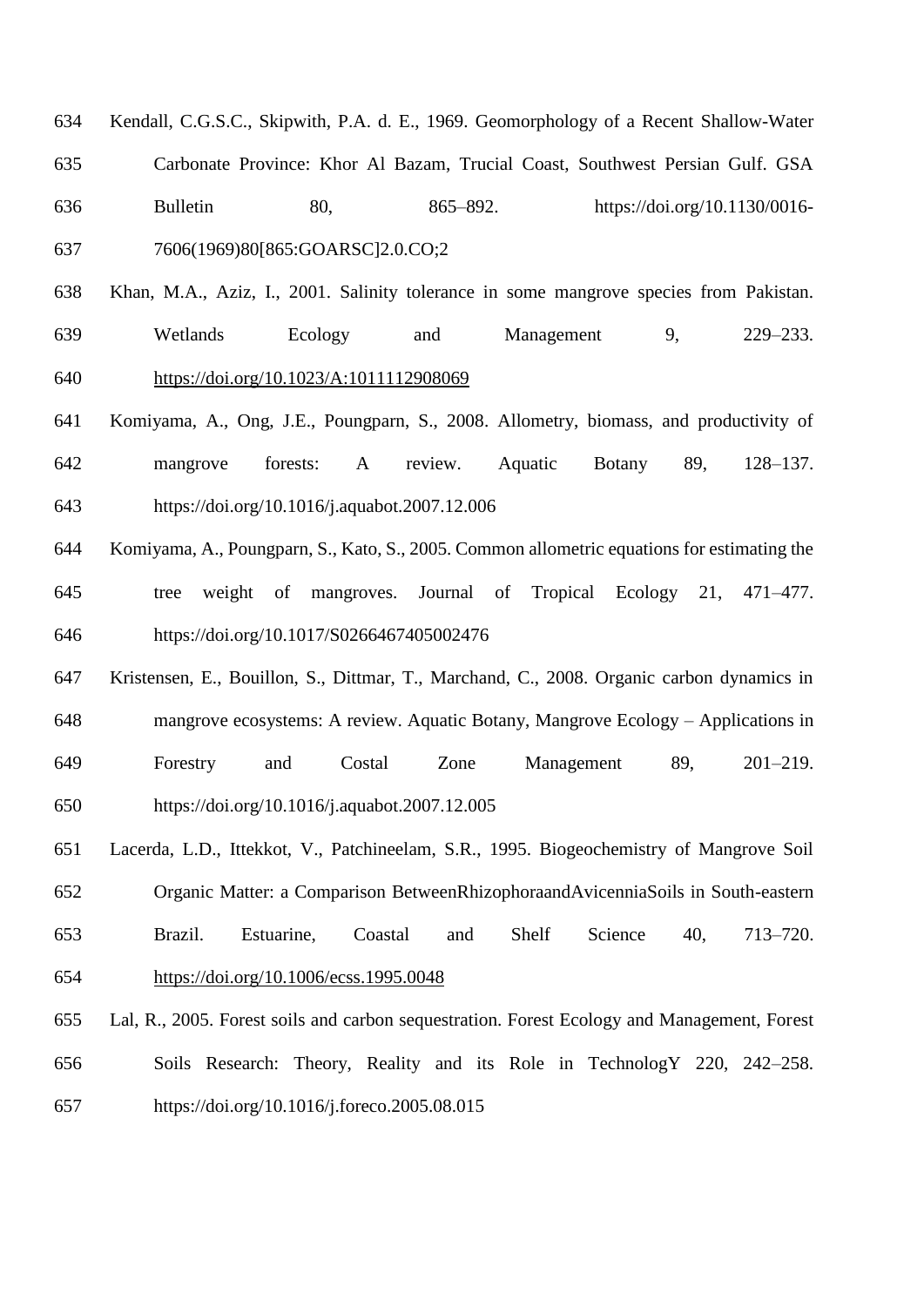Kendall, C.G.S.C., Skipwith, P.A. d. E., 1969. Geomorphology of a Recent Shallow-Water Carbonate Province: Khor Al Bazam, Trucial Coast, Southwest Persian Gulf. GSA Bulletin 80, 865–892. https://doi.org/10.1130/0016-7606(1969)80[865:GOARSC]2.0.CO;2

Khan, M.A., Aziz, I., 2001. Salinity tolerance in some mangrove species from Pakistan. Wetlands Ecology and Management 9, 229–233. https://doi.org/10.1023/A:1011112908069

Komiyama, A., Ong, J.E., Poungparn, S., 2008. Allometry, biomass, and productivity of mangrove forests: A review. Aquatic Botany 89, 128–137. https://doi.org/10.1016/j.aquabot.2007.12.006

Komiyama, A., Poungparn, S., Kato, S., 2005. Common allometric equations for estimating the tree weight of mangroves. Journal of Tropical Ecology 21, 471–477. https://doi.org/10.1017/S0266467405002476

Kristensen, E., Bouillon, S., Dittmar, T., Marchand, C., 2008. Organic carbon dynamics in mangrove ecosystems: A review. Aquatic Botany, Mangrove Ecology – Applications in Forestry and Costal Zone Management 89, 201–219. https://doi.org/10.1016/j.aquabot.2007.12.005

Lacerda, L.D., Ittekkot, V., Patchineelam, S.R., 1995. Biogeochemistry of Mangrove Soil Organic Matter: a Comparison BetweenRhizophoraandAvicenniaSoils in South-eastern Brazil. Estuarine, Coastal and Shelf Science 40, 713–720. https://doi.org/10.1006/ecss.1995.0048

Lal, R., 2005. Forest soils and carbon sequestration. Forest Ecology and Management, Forest Soils Research: Theory, Reality and its Role in TechnologY 220, 242–258. https://doi.org/10.1016/j.foreco.2005.08.015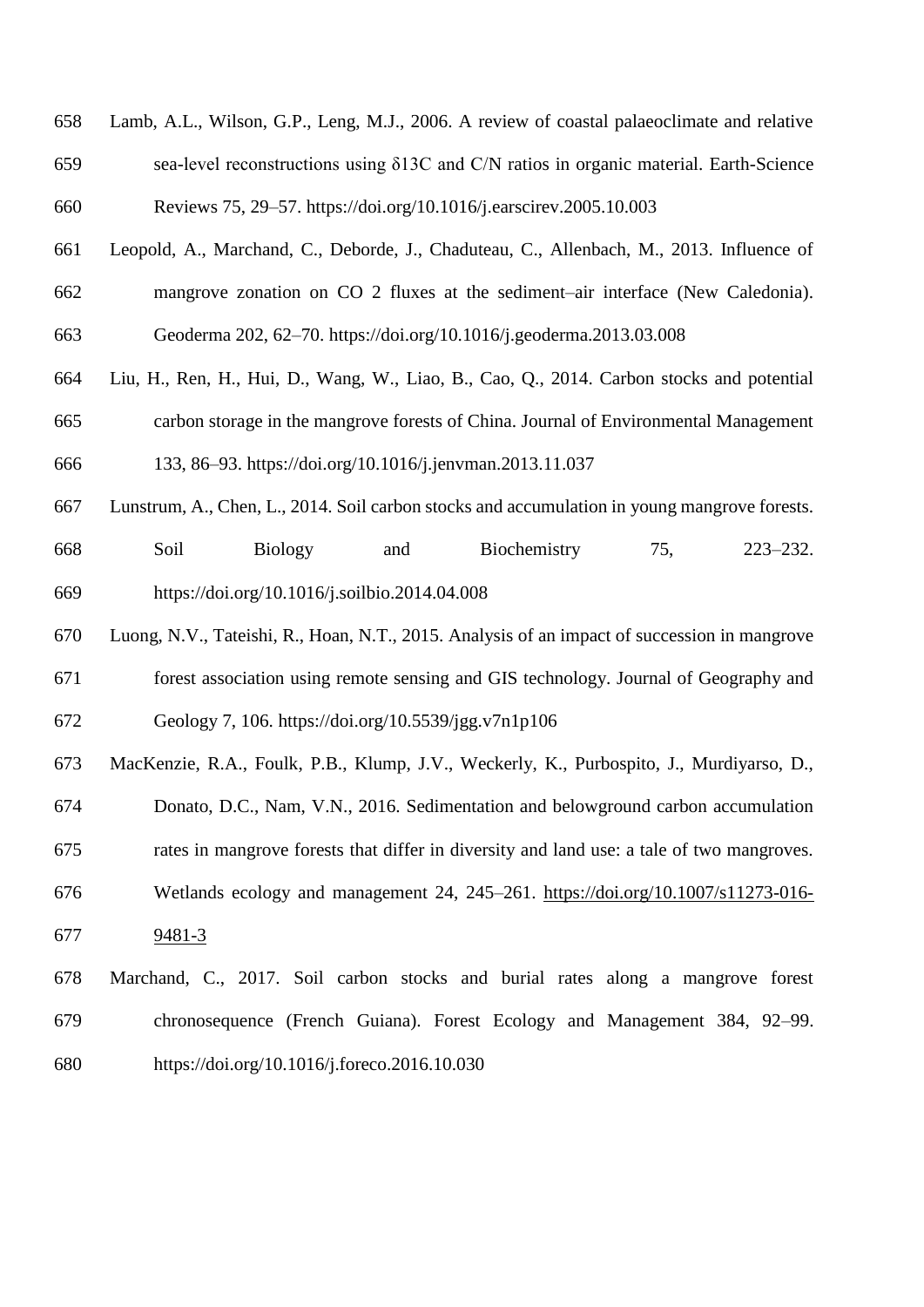Lamb, A.L., Wilson, G.P., Leng, M.J., 2006. A review of coastal palaeoclimate and relative sea-level reconstructions using δ13C and C/N ratios in organic material. Earth-Science Reviews 75, 29–57. https://doi.org/10.1016/j.earscirev.2005.10.003

Leopold, A., Marchand, C., Deborde, J., Chaduteau, C., Allenbach, M., 2013. Influence of mangrove zonation on CO 2 fluxes at the sediment–air interface (New Caledonia). Geoderma 202, 62–70. https://doi.org/10.1016/j.geoderma.2013.03.008

Liu, H., Ren, H., Hui, D., Wang, W., Liao, B., Cao, Q., 2014. Carbon stocks and potential carbon storage in the mangrove forests of China. Journal of Environmental Management 133, 86–93. https://doi.org/10.1016/j.jenvman.2013.11.037

Lunstrum, A., Chen, L., 2014. Soil carbon stocks and accumulation in young mangrove forests. Soil Biology and Biochemistry 75, 223–232. https://doi.org/10.1016/j.soilbio.2014.04.008

Luong, N.V., Tateishi, R., Hoan, N.T., 2015. Analysis of an impact of succession in mangrove forest association using remote sensing and GIS technology. Journal of Geography and Geology 7, 106. https://doi.org/10.5539/jgg.v7n1p106

MacKenzie, R.A., Foulk, P.B., Klump, J.V., Weckerly, K., Purbospito, J., Murdiyarso, D., Donato, D.C., Nam, V.N., 2016. Sedimentation and belowground carbon accumulation rates in mangrove forests that differ in diversity and land use: a tale of two mangroves. Wetlands ecology and management 24, 245–261. https://doi.org/10.1007/s11273-016-9481-3

Marchand, C., 2017. Soil carbon stocks and burial rates along a mangrove forest chronosequence (French Guiana). Forest Ecology and Management 384, 92–99. https://doi.org/10.1016/j.foreco.2016.10.030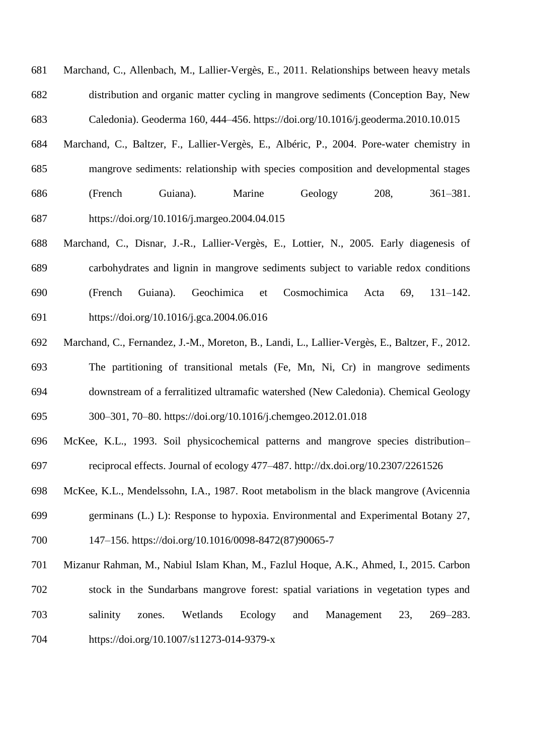Marchand, C., Allenbach, M., Lallier-Vergès, E., 2011. Relationships between heavy metals distribution and organic matter cycling in mangrove sediments (Conception Bay, New Caledonia). Geoderma 160, 444–456. https://doi.org/10.1016/j.geoderma.2010.10.015

Marchand, C., Baltzer, F., Lallier-Vergès, E., Albéric, P., 2004. Pore-water chemistry in mangrove sediments: relationship with species composition and developmental stages (French Guiana). Marine Geology 208, 361–381. https://doi.org/10.1016/j.margeo.2004.04.015

Marchand, C., Disnar, J.-R., Lallier-Vergès, E., Lottier, N., 2005. Early diagenesis of carbohydrates and lignin in mangrove sediments subject to variable redox conditions (French Guiana). Geochimica et Cosmochimica Acta 69, 131–142. https://doi.org/10.1016/j.gca.2004.06.016

Marchand, C., Fernandez, J.-M., Moreton, B., Landi, L., Lallier-Vergès, E., Baltzer, F., 2012. The partitioning of transitional metals (Fe, Mn, Ni, Cr) in mangrove sediments downstream of a ferralitized ultramafic watershed (New Caledonia). Chemical Geology 300–301, 70–80. https://doi.org/10.1016/j.chemgeo.2012.01.018

McKee, K.L., 1993. Soil physicochemical patterns and mangrove species distribution–reciprocal effects. Journal of ecology 477–487. http://dx.doi.org/10.2307/2261526

McKee, K.L., Mendelssohn, I.A., 1987. Root metabolism in the black mangrove (Avicennia germinans (L.) L): Response to hypoxia. Environmental and Experimental Botany 27, 147–156. https://doi.org/10.1016/0098-8472(87)90065-7

Mizanur Rahman, M., Nabiul Islam Khan, M., Fazlul Hoque, A.K., Ahmed, I., 2015. Carbon stock in the Sundarbans mangrove forest: spatial variations in vegetation types and salinity zones. Wetlands Ecology and Management 23, 269–283. https://doi.org/10.1007/s11273-014-9379-x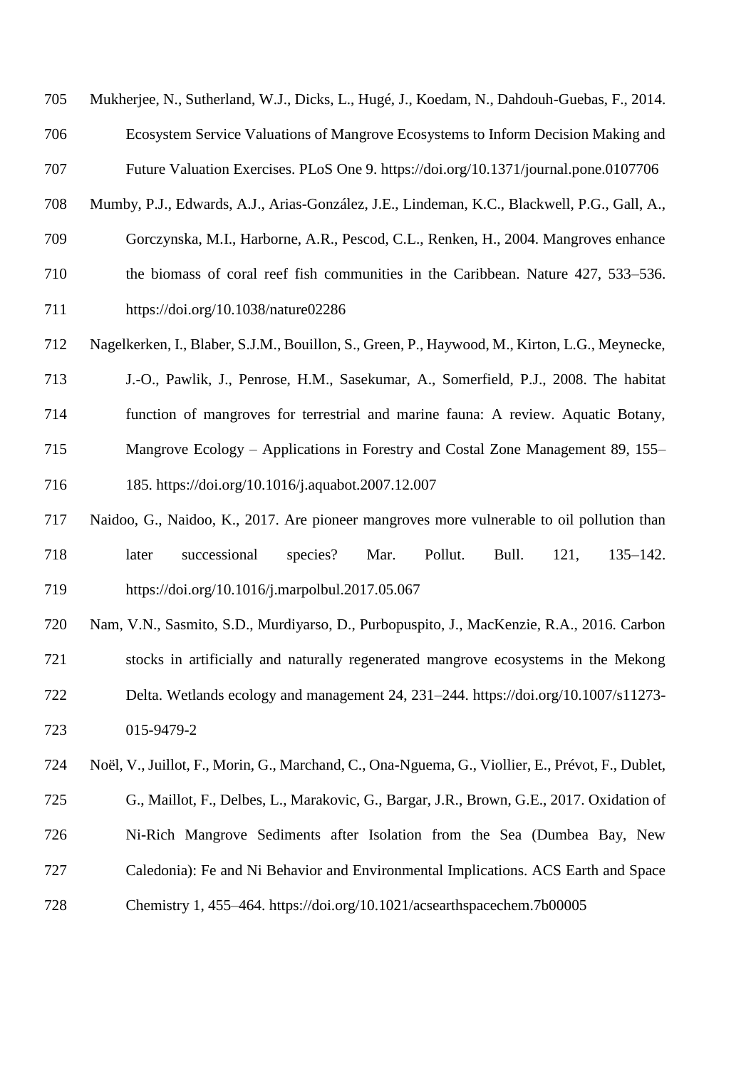Mukherjee, N., Sutherland, W.J., Dicks, L., Hugé, J., Koedam, N., Dahdouh-Guebas, F., 2014. Ecosystem Service Valuations of Mangrove Ecosystems to Inform Decision Making and Future Valuation Exercises. PLoS One 9. https://doi.org/10.1371/journal.pone.0107706

Mumby, P.J., Edwards, A.J., Arias-González, J.E., Lindeman, K.C., Blackwell, P.G., Gall, A., Gorczynska, M.I., Harborne, A.R., Pescod, C.L., Renken, H., 2004. Mangroves enhance the biomass of coral reef fish communities in the Caribbean. Nature 427, 533–536. https://doi.org/10.1038/nature02286

Nagelkerken, I., Blaber, S.J.M., Bouillon, S., Green, P., Haywood, M., Kirton, L.G., Meynecke, J.-O., Pawlik, J., Penrose, H.M., Sasekumar, A., Somerfield, P.J., 2008. The habitat function of mangroves for terrestrial and marine fauna: A review. Aquatic Botany, Mangrove Ecology – Applications in Forestry and Costal Zone Management 89, 155–185. https://doi.org/10.1016/j.aquabot.2007.12.007

Naidoo, G., Naidoo, K., 2017. Are pioneer mangroves more vulnerable to oil pollution than later successional species? Mar. Pollut. Bull. 121, 135–142. https://doi.org/10.1016/j.marpolbul.2017.05.067

Nam, V.N., Sasmito, S.D., Murdiyarso, D., Purbopuspito, J., MacKenzie, R.A., 2016. Carbon stocks in artificially and naturally regenerated mangrove ecosystems in the Mekong Delta. Wetlands ecology and management 24, 231–244. https://doi.org/10.1007/s11273-015-9479-2

Noël, V., Juillot, F., Morin, G., Marchand, C., Ona-Nguema, G., Viollier, E., Prévot, F., Dublet, G., Maillot, F., Delbes, L., Marakovic, G., Bargar, J.R., Brown, G.E., 2017. Oxidation of Ni-Rich Mangrove Sediments after Isolation from the Sea (Dumbea Bay, New Caledonia): Fe and Ni Behavior and Environmental Implications. ACS Earth and Space Chemistry 1, 455–464. https://doi.org/10.1021/acsearthspacechem.7b00005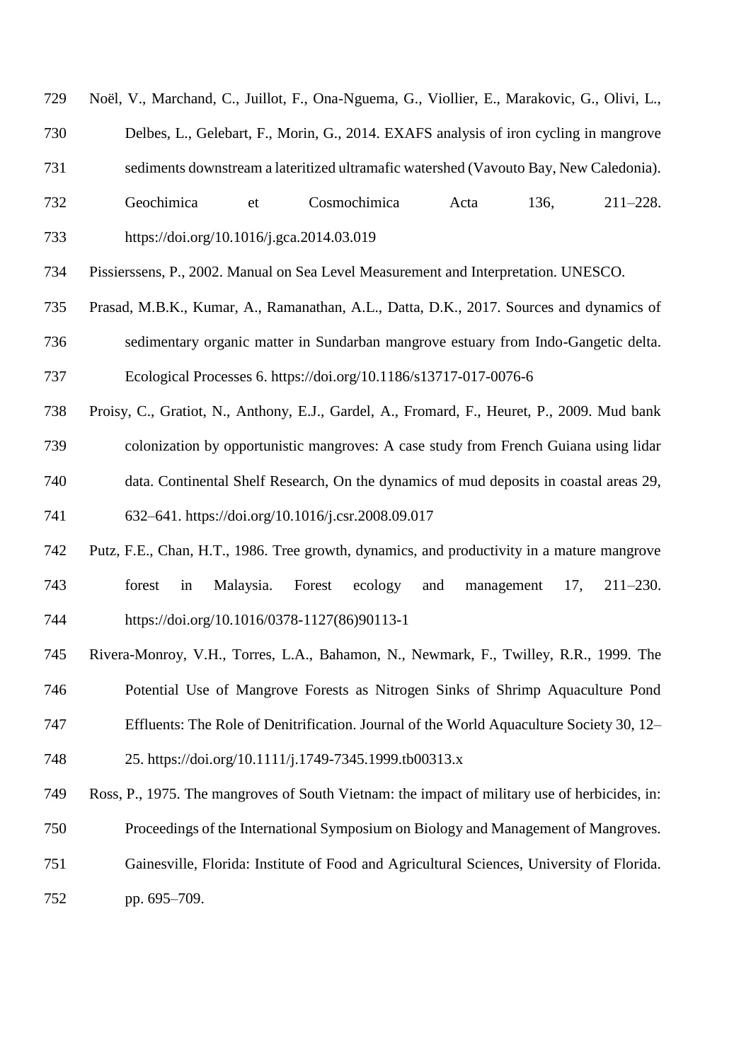Noël, V., Marchand, C., Juillot, F., Ona-Nguema, G., Viollier, E., Marakovic, G., Olivi, L., Delbes, L., Gelebart, F., Morin, G., 2014. EXAFS analysis of iron cycling in mangrove sediments downstream a lateritized ultramafic watershed (Vavouto Bay, New Caledonia). Geochimica et Cosmochimica Acta 136, 211–228. https://doi.org/10.1016/j.gca.2014.03.019

Pissierssens, P., 2002. Manual on Sea Level Measurement and Interpretation. UNESCO.

Prasad, M.B.K., Kumar, A., Ramanathan, A.L., Datta, D.K., 2017. Sources and dynamics of sedimentary organic matter in Sundarban mangrove estuary from Indo-Gangetic delta. Ecological Processes 6. https://doi.org/10.1186/s13717-017-0076-6

Proisy, C., Gratiot, N., Anthony, E.J., Gardel, A., Fromard, F., Heuret, P., 2009. Mud bank colonization by opportunistic mangroves: A case study from French Guiana using lidar data. Continental Shelf Research, On the dynamics of mud deposits in coastal areas 29, 632–641. https://doi.org/10.1016/j.csr.2008.09.017

Putz, F.E., Chan, H.T., 1986. Tree growth, dynamics, and productivity in a mature mangrove forest in Malaysia. Forest ecology and management 17, 211–230. https://doi.org/10.1016/0378-1127(86)90113-1

Rivera-Monroy, V.H., Torres, L.A., Bahamon, N., Newmark, F., Twilley, R.R., 1999. The Potential Use of Mangrove Forests as Nitrogen Sinks of Shrimp Aquaculture Pond Effluents: The Role of Denitrification. Journal of the World Aquaculture Society 30, 12–25. https://doi.org/10.1111/j.1749-7345.1999.tb00313.x

Ross, P., 1975. The mangroves of South Vietnam: the impact of military use of herbicides, in: Proceedings of the International Symposium on Biology and Management of Mangroves. Gainesville, Florida: Institute of Food and Agricultural Sciences, University of Florida. pp. 695–709.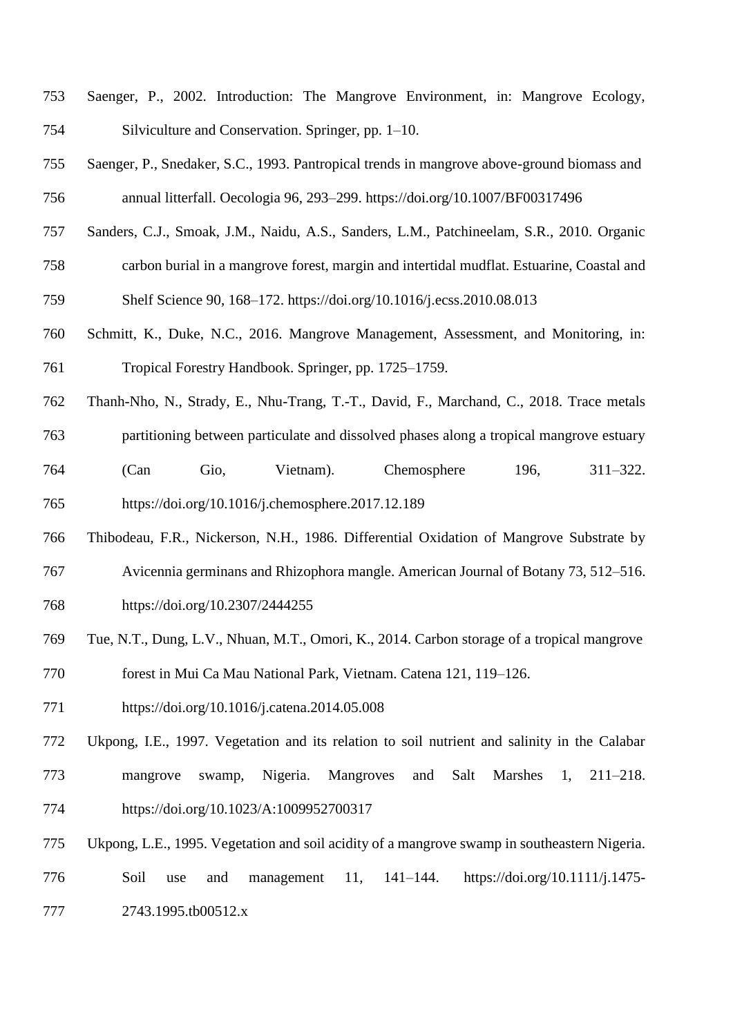Saenger, P., 2002. Introduction: The Mangrove Environment, in: Mangrove Ecology, Silviculture and Conservation. Springer, pp. 1–10.

Saenger, P., Snedaker, S.C., 1993. Pantropical trends in mangrove above-ground biomass and annual litterfall. Oecologia 96, 293–299. https://doi.org/10.1007/BF00317496

Sanders, C.J., Smoak, J.M., Naidu, A.S., Sanders, L.M., Patchineelam, S.R., 2010. Organic carbon burial in a mangrove forest, margin and intertidal mudflat. Estuarine, Coastal and Shelf Science 90, 168–172. https://doi.org/10.1016/j.ecss.2010.08.013

Schmitt, K., Duke, N.C., 2016. Mangrove Management, Assessment, and Monitoring, in: Tropical Forestry Handbook. Springer, pp. 1725–1759.

Thanh-Nho, N., Strady, E., Nhu-Trang, T.-T., David, F., Marchand, C., 2018. Trace metals partitioning between particulate and dissolved phases along a tropical mangrove estuary (Can Gio, Vietnam). Chemosphere 196, 311–322. https://doi.org/10.1016/j.chemosphere.2017.12.189

Thibodeau, F.R., Nickerson, N.H., 1986. Differential Oxidation of Mangrove Substrate by Avicennia germinans and Rhizophora mangle. American Journal of Botany 73, 512–516. https://doi.org/10.2307/2444255

Tue, N.T., Dung, L.V., Nhuan, M.T., Omori, K., 2014. Carbon storage of a tropical mangrove forest in Mui Ca Mau National Park, Vietnam. Catena 121, 119–126. https://doi.org/10.1016/j.catena.2014.05.008

Ukpong, I.E., 1997. Vegetation and its relation to soil nutrient and salinity in the Calabar mangrove swamp, Nigeria. Mangroves and Salt Marshes 1, 211–218. https://doi.org/10.1023/A:1009952700317

Ukpong, L.E., 1995. Vegetation and soil acidity of a mangrove swamp in southeastern Nigeria. Soil use and management 11, 141–144. https://doi.org/10.1111/j.1475-2743.1995.tb00512.x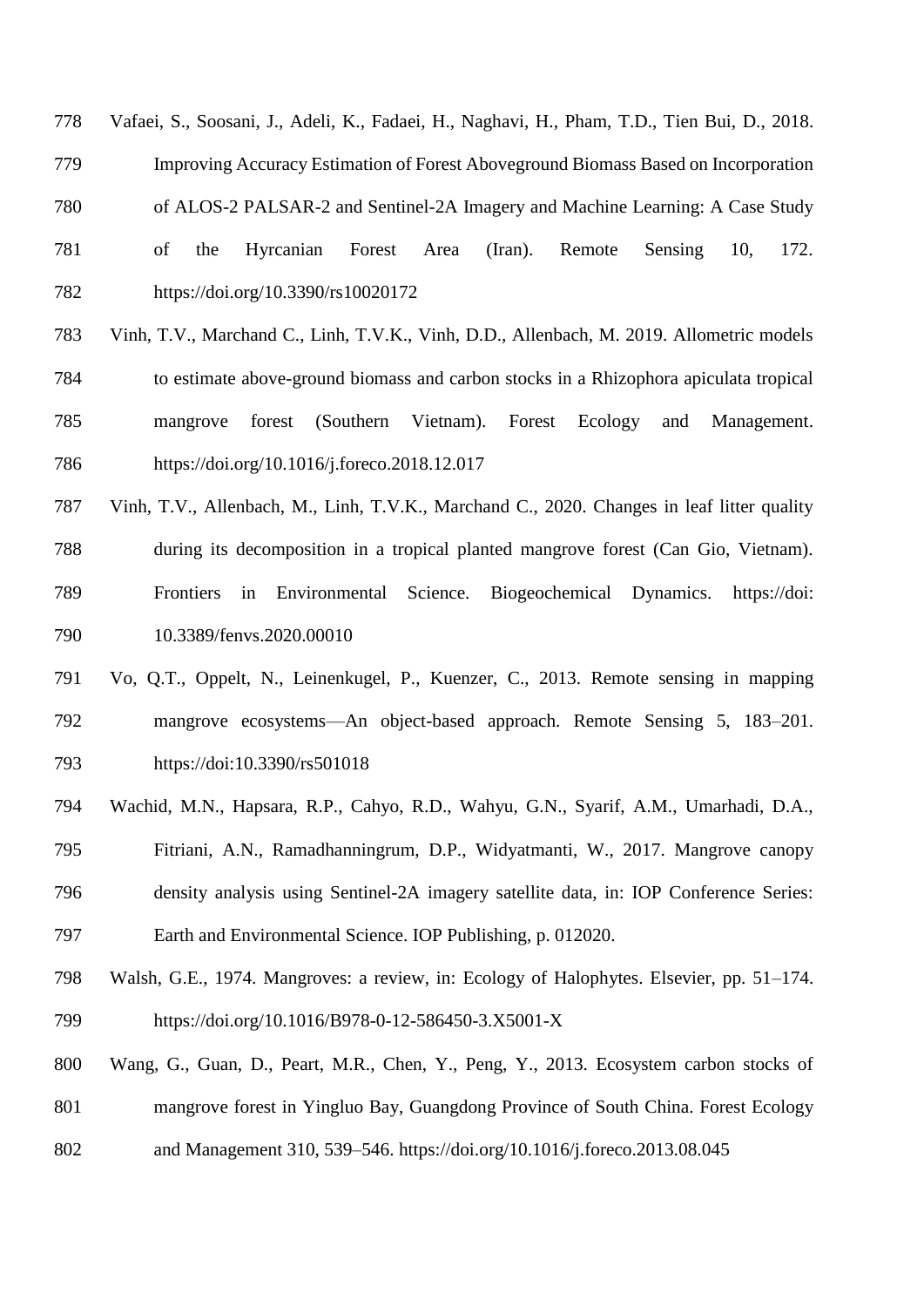Vafaei, S., Soosani, J., Adeli, K., Fadaei, H., Naghavi, H., Pham, T.D., Tien Bui, D., 2018. Improving Accuracy Estimation of Forest Aboveground Biomass Based on Incorporation of ALOS-2 PALSAR-2 and Sentinel-2A Imagery and Machine Learning: A Case Study of the Hyrcanian Forest Area (Iran). Remote Sensing 10, 172. https://doi.org/10.3390/rs10020172

Vinh, T.V., Marchand C., Linh, T.V.K., Vinh, D.D., Allenbach, M. 2019. Allometric models to estimate above-ground biomass and carbon stocks in a Rhizophora apiculata tropical mangrove forest (Southern Vietnam). Forest Ecology and Management. https://doi.org/10.1016/j.foreco.2018.12.017

Vinh, T.V., Allenbach, M., Linh, T.V.K., Marchand C., 2020. Changes in leaf litter quality during its decomposition in a tropical planted mangrove forest (Can Gio, Vietnam). Frontiers in Environmental Science. Biogeochemical Dynamics. https://doi: 10.3389/fenvs.2020.00010

Vo, Q.T., Oppelt, N., Leinenkugel, P., Kuenzer, C., 2013. Remote sensing in mapping mangrove ecosystems—An object-based approach. Remote Sensing 5, 183–201. https://doi:10.3390/rs501018

Wachid, M.N., Hapsara, R.P., Cahyo, R.D., Wahyu, G.N., Syarif, A.M., Umarhadi, D.A., Fitriani, A.N., Ramadhanningrum, D.P., Widyatmanti, W., 2017. Mangrove canopy density analysis using Sentinel-2A imagery satellite data, in: IOP Conference Series: Earth and Environmental Science. IOP Publishing, p. 012020.

Walsh, G.E., 1974. Mangroves: a review, in: Ecology of Halophytes. Elsevier, pp. 51–174. https://doi.org/10.1016/B978-0-12-586450-3.X5001-X

Wang, G., Guan, D., Peart, M.R., Chen, Y., Peng, Y., 2013. Ecosystem carbon stocks of mangrove forest in Yingluo Bay, Guangdong Province of South China. Forest Ecology and Management 310, 539–546. https://doi.org/10.1016/j.foreco.2013.08.045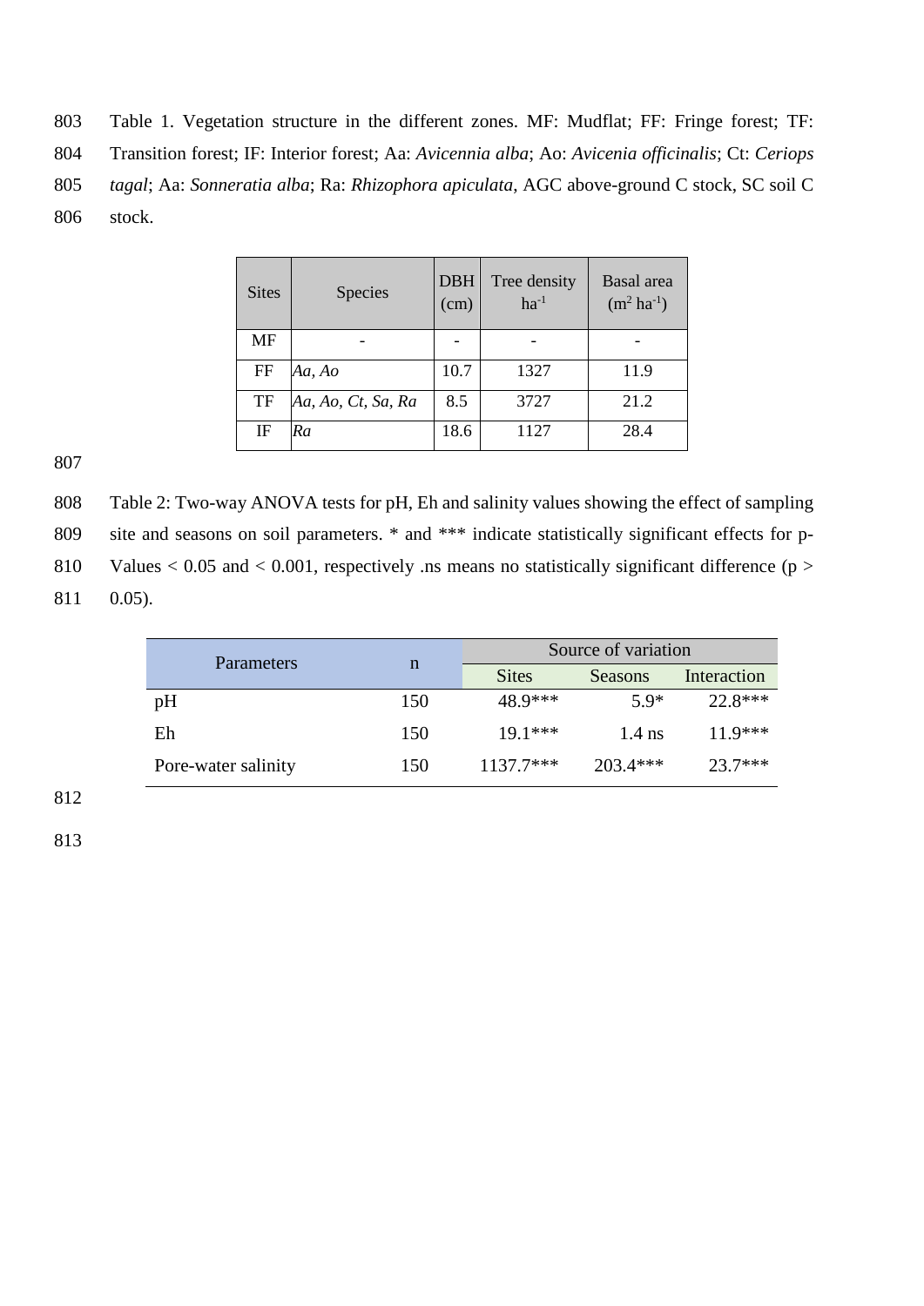Table 1. Vegetation structure in the different zones. MF: Mudflat; FF: Fringe forest; TF: Transition forest; IF: Interior forest; Aa: *Avicennia alba*; Ao: *Avicenia officinalis*; Ct: *Ceriops tagal*; Aa: *Sonneratia alba*; Ra: *Rhizophora apiculata*, AGC above-ground C stock, SC soil C stock.

| Sites | Species | DBH (cm) | Tree density $ha^{-1}$ | Basal area ($m^2\ ha^{-1}$) |
|---|---|---|---|---|
| MF | - | - | - | - |
| FF | *Aa, Ao* | 10.7 | 1327 | 11.9 |
| TF | *Aa, Ao, Ct, Sa, Ra* | 8.5 | 3727 | 21.2 |
| IF | *Ra* | 18.6 | 1127 | 28.4 |

Table 2: Two-way ANOVA tests for pH, Eh and salinity values showing the effect of sampling site and seasons on soil parameters. * and *** indicate statistically significant effects for p-Values < 0.05 and < 0.001, respectively .ns means no statistically significant difference (p > 0.05).

| Parameters | n | Source of variation | | |
|---|---|---|---|---|
| | | Sites | Seasons | Interaction |
| pH | 150 | 48.9*** | 5.9* | 22.8*** |
| Eh | 150 | 19.1*** | 1.4 ns | 11.9*** |
| Pore-water salinity | 150 | 1137.7*** | 203.4*** | 23.7*** |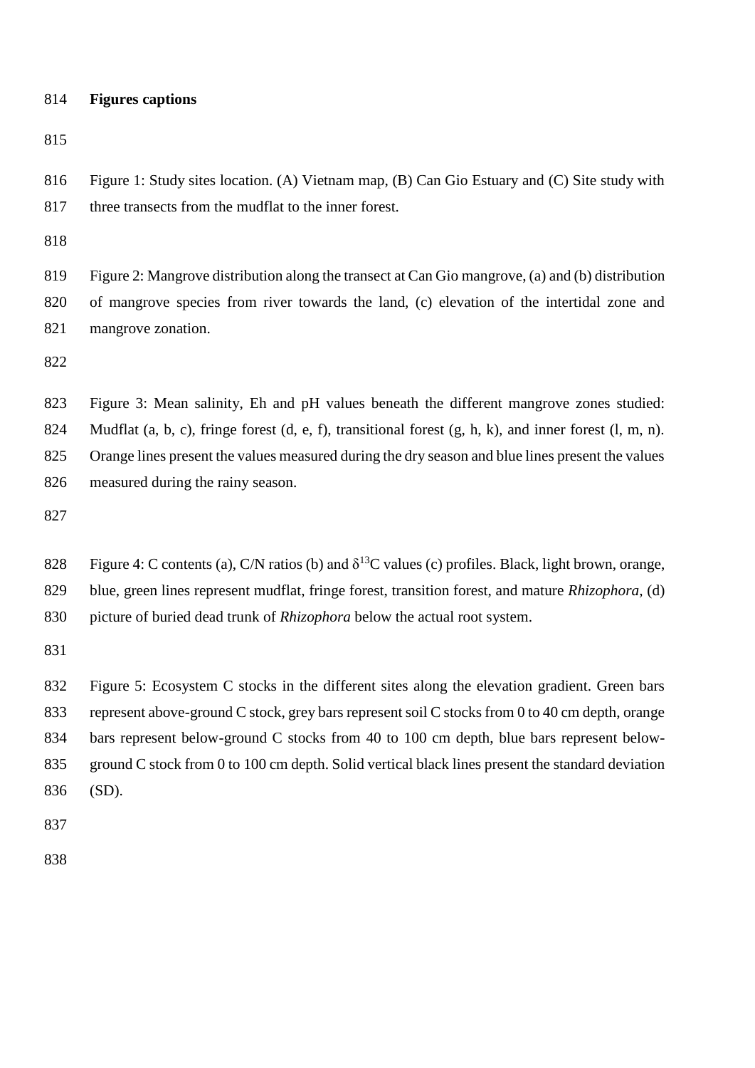**Figures captions**

Figure 1: Study sites location. (A) Vietnam map, (B) Can Gio Estuary and (C) Site study with three transects from the mudflat to the inner forest.

Figure 2: Mangrove distribution along the transect at Can Gio mangrove, (a) and (b) distribution of mangrove species from river towards the land, (c) elevation of the intertidal zone and mangrove zonation.

Figure 3: Mean salinity, Eh and pH values beneath the different mangrove zones studied: Mudflat (a, b, c), fringe forest (d, e, f), transitional forest (g, h, k), and inner forest (l, m, n). Orange lines present the values measured during the dry season and blue lines present the values measured during the rainy season.

Figure 4: C contents (a), C/N ratios (b) and $\delta^{13}C$ values (c) profiles. Black, light brown, orange, blue, green lines represent mudflat, fringe forest, transition forest, and mature *Rhizophora,* (d) picture of buried dead trunk of *Rhizophora* below the actual root system.

Figure 5: Ecosystem C stocks in the different sites along the elevation gradient. Green bars represent above-ground C stock, grey bars represent soil C stocks from 0 to 40 cm depth, orange bars represent below-ground C stocks from 40 to 100 cm depth, blue bars represent below-ground C stock from 0 to 100 cm depth. Solid vertical black lines present the standard deviation (SD).